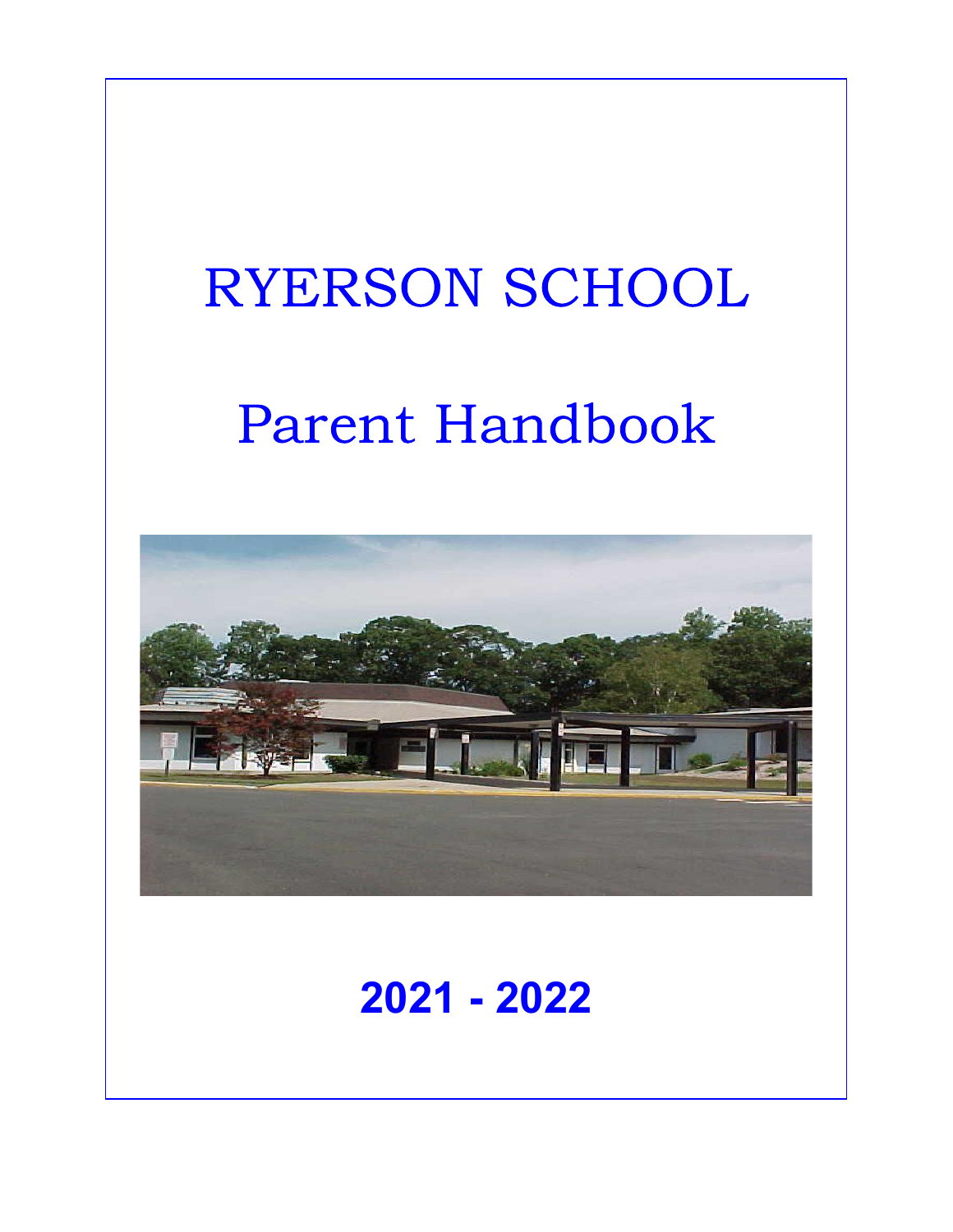# RYERSON SCHOOL

# Parent Handbook

## 2021 - 2022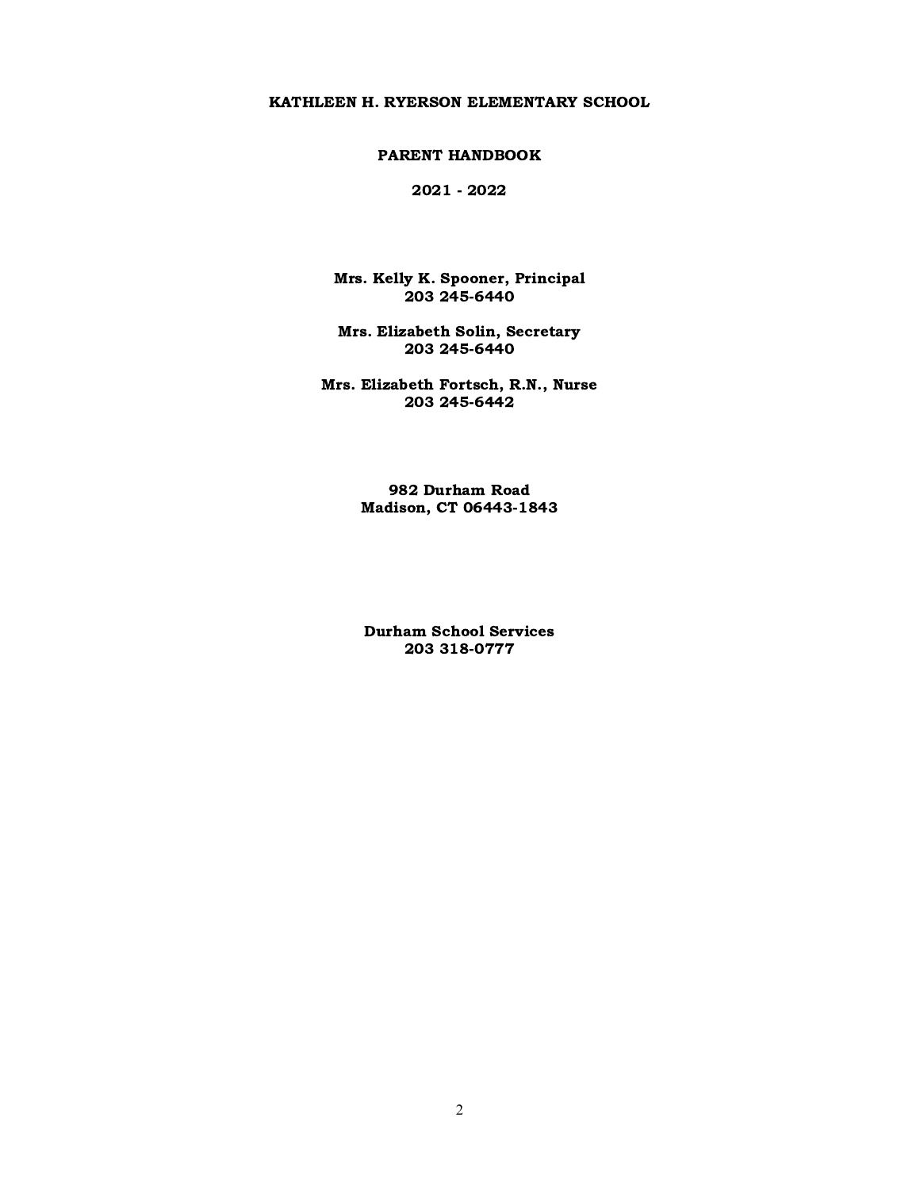# KATHLEEN H. RYERSON ELEMENTARY SCHOOL

## PARENT HANDBOOK

## 2021 - 2022

**Mrs. Kelly K. Spooner, Principal**
**203 245-6440**

**Mrs. Elizabeth Solin, Secretary**
**203 245-6440**

**Mrs. Elizabeth Fortsch, R.N., Nurse**
**203 245-6442**

**982 Durham Road**
**Madison, CT 06443-1843**

**Durham School Services**
**203 318-0777**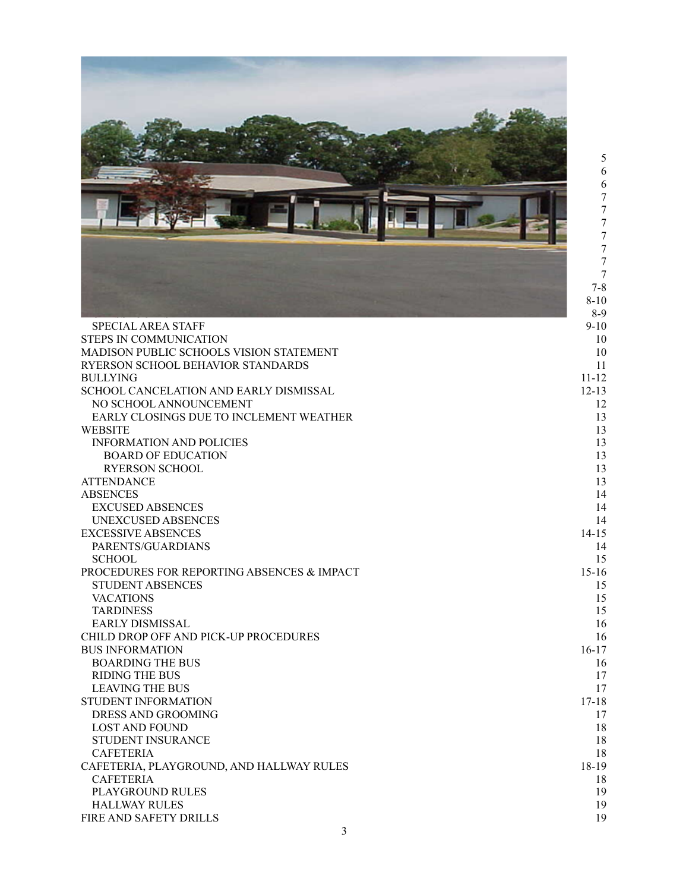| | |
|---|---|
| | 5 |
| | 6 |
| | 6 |
| | 7 |
| | 7 |
| | 7 |
| | 7 |
| | 7 |
| | 7 |
| | 7 |
| | 7-8 |
| | 8-10 |
| | 8-9 |
| SPECIAL AREA STAFF | 9-10 |
| STEPS IN COMMUNICATION | 10 |
| MADISON PUBLIC SCHOOLS VISION STATEMENT | 10 |
| RYERSON SCHOOL BEHAVIOR STANDARDS | 11 |
| BULLYING | 11-12 |
| SCHOOL CANCELATION AND EARLY DISMISSAL | 12-13 |
| NO SCHOOL ANNOUNCEMENT | 12 |
| EARLY CLOSINGS DUE TO INCLEMENT WEATHER | 13 |
| WEBSITE | 13 |
| INFORMATION AND POLICIES | 13 |
| BOARD OF EDUCATION | 13 |
| RYERSON SCHOOL | 13 |
| ATTENDANCE | 13 |
| ABSENCES | 14 |
| EXCUSED ABSENCES | 14 |
| UNEXCUSED ABSENCES | 14 |
| EXCESSIVE ABSENCES | 14-15 |
| PARENTS/GUARDIANS | 14 |
| SCHOOL | 15 |
| PROCEDURES FOR REPORTING ABSENCES & IMPACT | 15-16 |
| STUDENT ABSENCES | 15 |
| VACATIONS | 15 |
| TARDINESS | 15 |
| EARLY DISMISSAL | 16 |
| CHILD DROP OFF AND PICK-UP PROCEDURES | 16 |
| BUS INFORMATION | 16-17 |
| BOARDING THE BUS | 16 |
| RIDING THE BUS | 17 |
| LEAVING THE BUS | 17 |
| STUDENT INFORMATION | 17-18 |
| DRESS AND GROOMING | 17 |
| LOST AND FOUND | 18 |
| STUDENT INSURANCE | 18 |
| CAFETERIA | 18 |
| CAFETERIA, PLAYGROUND, AND HALLWAY RULES | 18-19 |
| CAFETERIA | 18 |
| PLAYGROUND RULES | 19 |
| HALLWAY RULES | 19 |
| FIRE AND SAFETY DRILLS | 19 |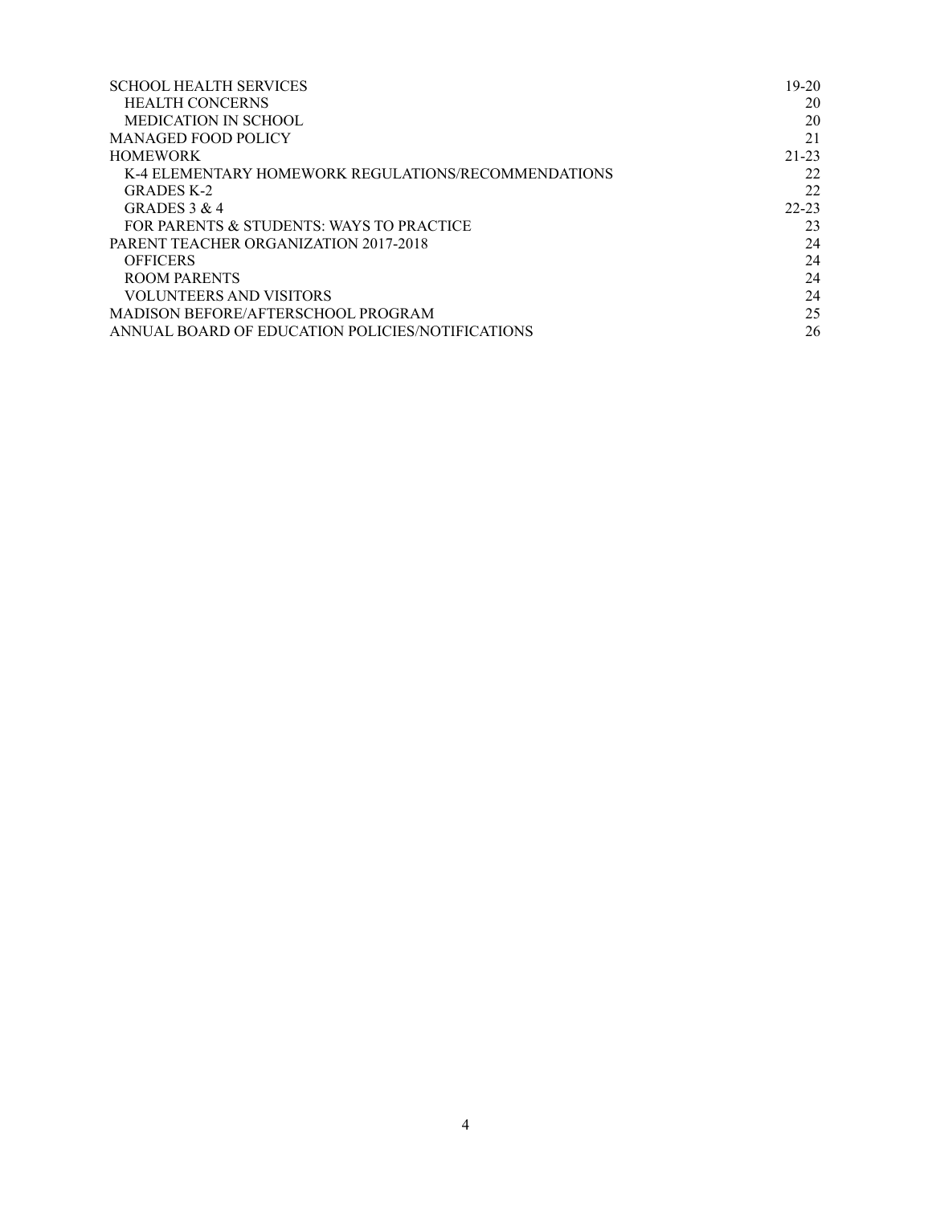| | |
|---|---|
| SCHOOL HEALTH SERVICES | 19-20 |
| HEALTH CONCERNS | 20 |
| MEDICATION IN SCHOOL | 20 |
| MANAGED FOOD POLICY | 21 |
| HOMEWORK | 21-23 |
| K-4 ELEMENTARY HOMEWORK REGULATIONS/RECOMMENDATIONS | 22 |
| GRADES K-2 | 22 |
| GRADES 3 & 4 | 22-23 |
| FOR PARENTS & STUDENTS: WAYS TO PRACTICE | 23 |
| PARENT TEACHER ORGANIZATION 2017-2018 | 24 |
| OFFICERS | 24 |
| ROOM PARENTS | 24 |
| VOLUNTEERS AND VISITORS | 24 |
| MADISON BEFORE/AFTERSCHOOL PROGRAM | 25 |
| ANNUAL BOARD OF EDUCATION POLICIES/NOTIFICATIONS | 26 |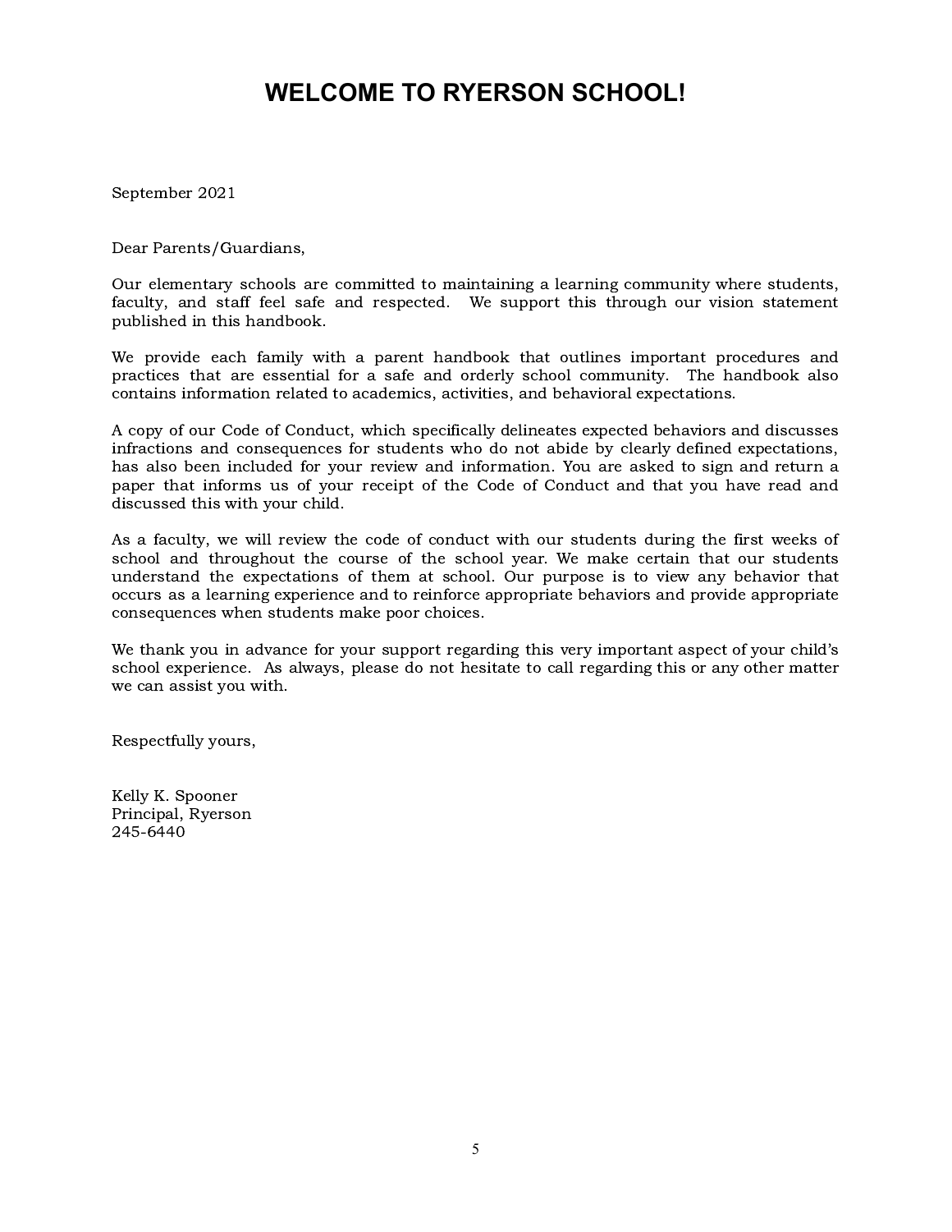# WELCOME TO RYERSON SCHOOL!

September 2021

Dear Parents/Guardians,

Our elementary schools are committed to maintaining a learning community where students, faculty, and staff feel safe and respected. We support this through our vision statement published in this handbook.

We provide each family with a parent handbook that outlines important procedures and practices that are essential for a safe and orderly school community. The handbook also contains information related to academics, activities, and behavioral expectations.

A copy of our Code of Conduct, which specifically delineates expected behaviors and discusses infractions and consequences for students who do not abide by clearly defined expectations, has also been included for your review and information. You are asked to sign and return a paper that informs us of your receipt of the Code of Conduct and that you have read and discussed this with your child.

As a faculty, we will review the code of conduct with our students during the first weeks of school and throughout the course of the school year. We make certain that our students understand the expectations of them at school. Our purpose is to view any behavior that occurs as a learning experience and to reinforce appropriate behaviors and provide appropriate consequences when students make poor choices.

We thank you in advance for your support regarding this very important aspect of your child's school experience. As always, please do not hesitate to call regarding this or any other matter we can assist you with.

Respectfully yours,

Kelly K. Spooner
Principal, Ryerson
245-6440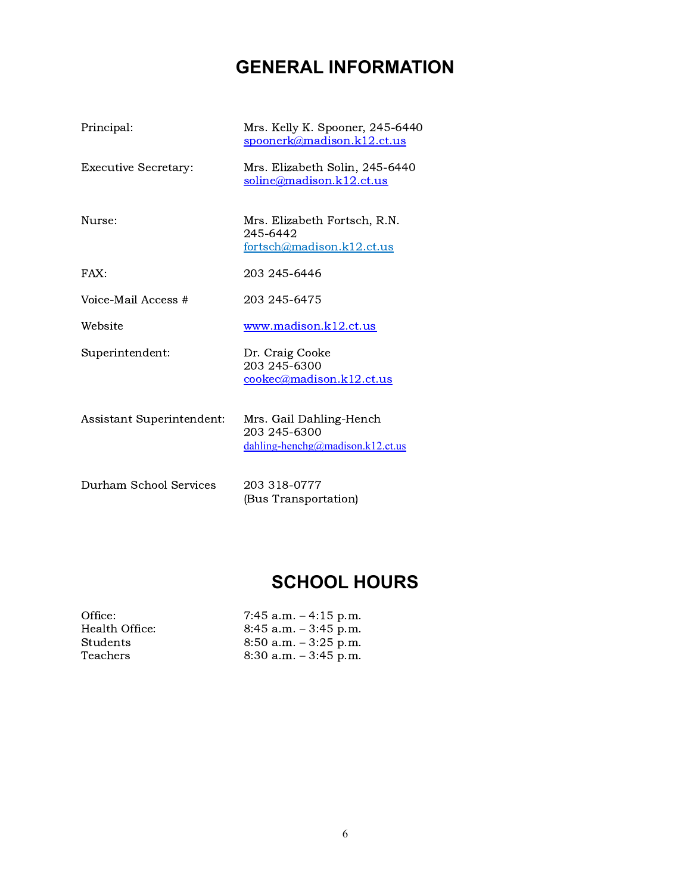# GENERAL INFORMATION

| | |
|---|---|
| Principal: | Mrs. Kelly K. Spooner, 245-6440<br>spoonerk@madison.k12.ct.us |
| Executive Secretary: | Mrs. Elizabeth Solin, 245-6440<br>soline@madison.k12.ct.us |
| Nurse: | Mrs. Elizabeth Fortsch, R.N.<br>245-6442<br>fortsch@madison.k12.ct.us |
| FAX: | 203 245-6446 |
| Voice-Mail Access # | 203 245-6475 |
| Website | www.madison.k12.ct.us |
| Superintendent: | Dr. Craig Cooke<br>203 245-6300<br>cookec@madison.k12.ct.us |
| Assistant Superintendent: | Mrs. Gail Dahling-Hench<br>203 245-6300<br>dahling-henchg@madison.k12.ct.us |
| Durham School Services | 203 318-0777<br>(Bus Transportation) |

# SCHOOL HOURS

| | |
|---|---|
| Office: | 7:45 a.m. – 4:15 p.m. |
| Health Office: | 8:45 a.m. – 3:45 p.m. |
| Students | 8:50 a.m. – 3:25 p.m. |
| Teachers | 8:30 a.m. – 3:45 p.m. |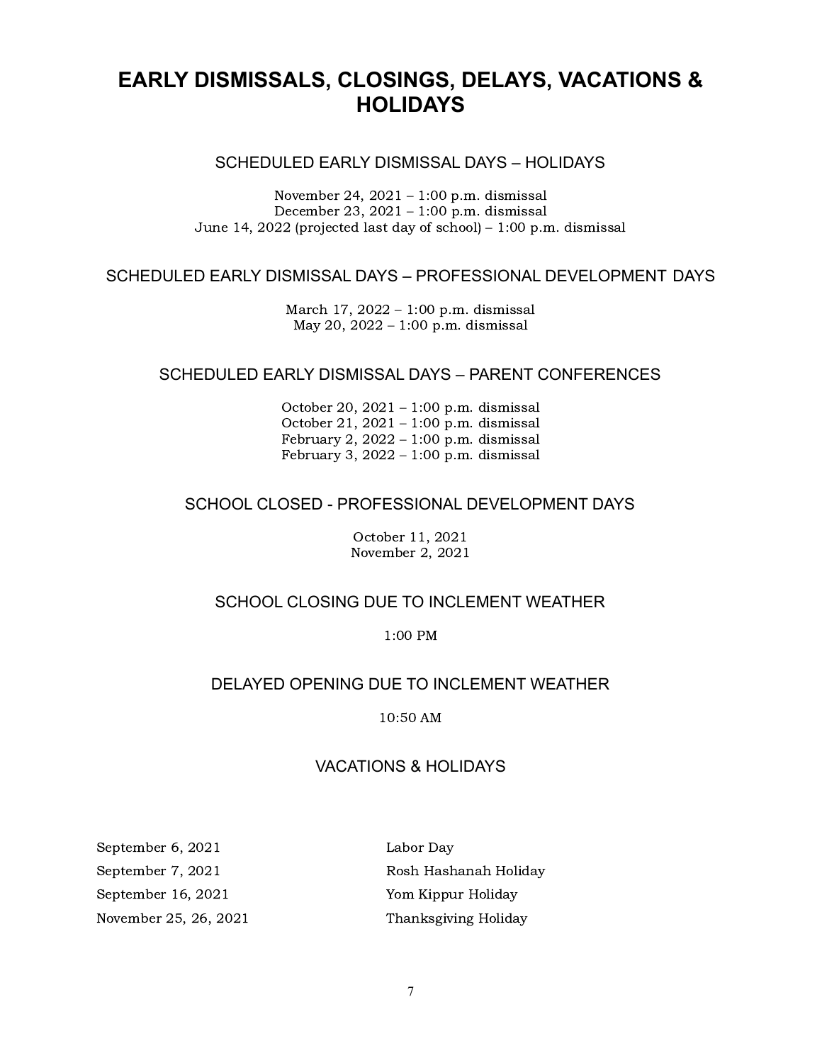# EARLY DISMISSALS, CLOSINGS, DELAYS, VACATIONS & HOLIDAYS

## SCHEDULED EARLY DISMISSAL DAYS – HOLIDAYS

November 24, 2021 – 1:00 p.m. dismissal
December 23, 2021 – 1:00 p.m. dismissal
June 14, 2022 (projected last day of school) – 1:00 p.m. dismissal

## SCHEDULED EARLY DISMISSAL DAYS – PROFESSIONAL DEVELOPMENT DAYS

March 17, 2022 – 1:00 p.m. dismissal
May 20, 2022 – 1:00 p.m. dismissal

## SCHEDULED EARLY DISMISSAL DAYS – PARENT CONFERENCES

October 20, 2021 – 1:00 p.m. dismissal
October 21, 2021 – 1:00 p.m. dismissal
February 2, 2022 – 1:00 p.m. dismissal
February 3, 2022 – 1:00 p.m. dismissal

## SCHOOL CLOSED - PROFESSIONAL DEVELOPMENT DAYS

October 11, 2021
November 2, 2021

## SCHOOL CLOSING DUE TO INCLEMENT WEATHER

1:00 PM

## DELAYED OPENING DUE TO INCLEMENT WEATHER

10:50 AM

## VACATIONS & HOLIDAYS

| Date | Holiday |
| --- | --- |
| September 6, 2021 | Labor Day |
| September 7, 2021 | Rosh Hashanah Holiday |
| September 16, 2021 | Yom Kippur Holiday |
| November 25, 26, 2021 | Thanksgiving Holiday |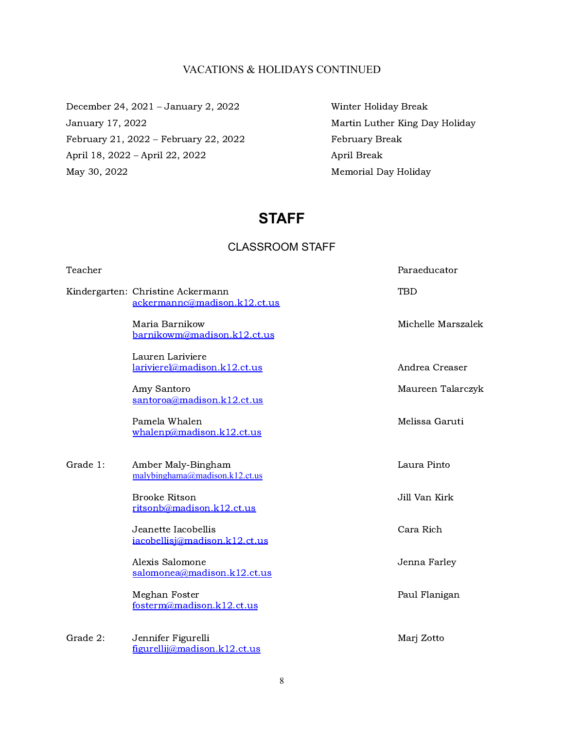VACATIONS & HOLIDAYS CONTINUED

| | |
|---|---|
| December 24, 2021 – January 2, 2022 | Winter Holiday Break |
| January 17, 2022 | Martin Luther King Day Holiday |
| February 21, 2022 – February 22, 2022 | February Break |
| April 18, 2022 – April 22, 2022 | April Break |
| May 30, 2022 | Memorial Day Holiday |

# STAFF

## CLASSROOM STAFF

| | Teacher | Paraeducator |
|---|---|---|
| Kindergarten: | Christine Ackermann<br>ackermannc@madison.k12.ct.us | TBD |
| | Maria Barnikow<br>barnikowm@madison.k12.ct.us | Michelle Marszalek |
| | Lauren Lariviere<br>lariviere1@madison.k12.ct.us | Andrea Creaser |
| | Amy Santoro<br>santoroa@madison.k12.ct.us | Maureen Talarczyk |
| | Pamela Whalen<br>whalenp@madison.k12.ct.us | Melissa Garuti |
| Grade 1: | Amber Maly-Bingham<br>malybinghama@madison.k12.ct.us | Laura Pinto |
| | Brooke Ritson<br>ritsonb@madison.k12.ct.us | Jill Van Kirk |
| | Jeanette Iacobellis<br>iacobellisj@madison.k12.ct.us | Cara Rich |
| | Alexis Salomone<br>salomonea@madison.k12.ct.us | Jenna Farley |
| | Meghan Foster<br>fosterm@madison.k12.ct.us | Paul Flanigan |
| Grade 2: | Jennifer Figurelli<br>figurellij@madison.k12.ct.us | Marj Zotto |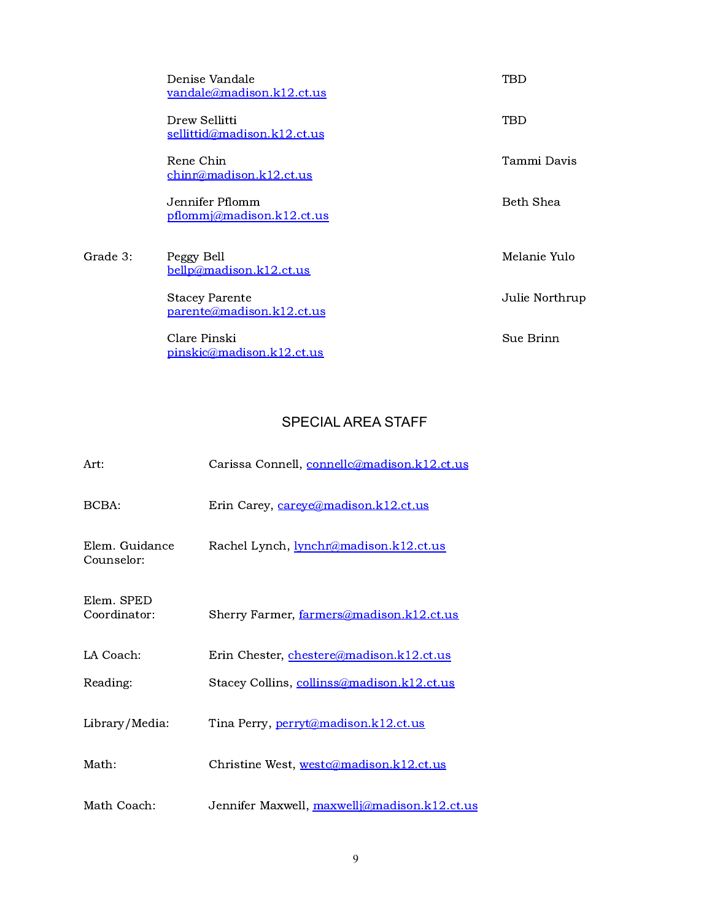| | | |
|---|---|---|
| | Denise Vandale<br>vandale@madison.k12.ct.us | TBD |
| | Drew Sellitti<br>sellittid@madison.k12.ct.us | TBD |
| | Rene Chin<br>chinr@madison.k12.ct.us | Tammi Davis |
| | Jennifer Pflomm<br>pflommj@madison.k12.ct.us | Beth Shea |
| Grade 3: | Peggy Bell<br>bellp@madison.k12.ct.us | Melanie Yulo |
| | Stacey Parente<br>parente@madison.k12.ct.us | Julie Northrup |
| | Clare Pinski<br>pinskic@madison.k12.ct.us | Sue Brinn |

## SPECIAL AREA STAFF

| | |
|---|---|
| Art: | Carissa Connell, connellc@madison.k12.ct.us |
| BCBA: | Erin Carey, careye@madison.k12.ct.us |
| Elem. Guidance Counselor: | Rachel Lynch, lynchr@madison.k12.ct.us |
| Elem. SPED Coordinator: | Sherry Farmer, farmers@madison.k12.ct.us |
| LA Coach: | Erin Chester, chestere@madison.k12.ct.us |
| Reading: | Stacey Collins, collinss@madison.k12.ct.us |
| Library/Media: | Tina Perry, perryt@madison.k12.ct.us |
| Math: | Christine West, westc@madison.k12.ct.us |
| Math Coach: | Jennifer Maxwell, maxwellj@madison.k12.ct.us |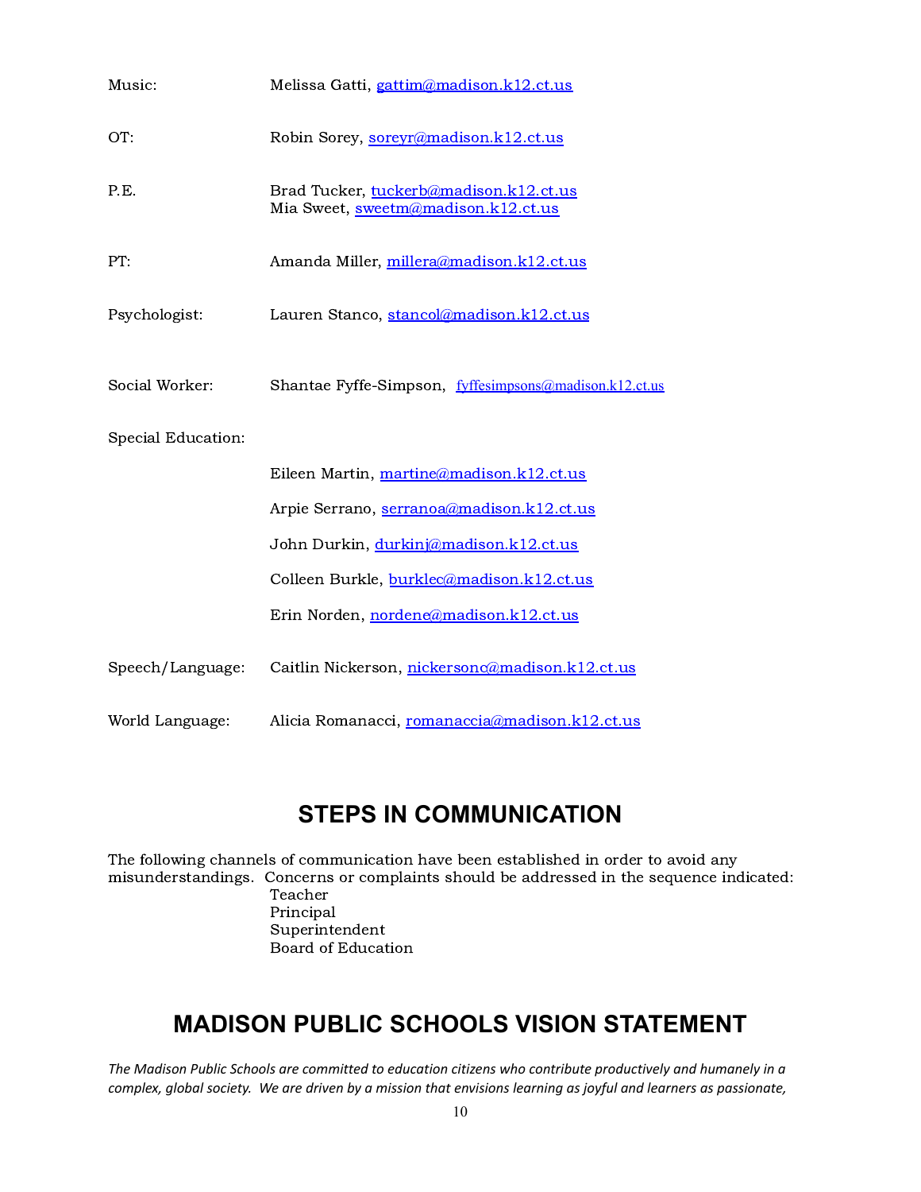Music: Melissa Gatti, gattim@madison.k12.ct.us

OT: Robin Sorey, soreyr@madison.k12.ct.us

P.E. Brad Tucker, tuckerb@madison.k12.ct.us
Mia Sweet, sweetm@madison.k12.ct.us

PT: Amanda Miller, millera@madison.k12.ct.us

Psychologist: Lauren Stanco, stancol@madison.k12.ct.us

Social Worker: Shantae Fyffe-Simpson, fyffesimpsons@madison.k12.ct.us

Special Education:

Eileen Martin, martine@madison.k12.ct.us

Arpie Serrano, serranoa@madison.k12.ct.us

John Durkin, durkinj@madison.k12.ct.us

Colleen Burkle, burklec@madison.k12.ct.us

Erin Norden, nordene@madison.k12.ct.us

Speech/Language: Caitlin Nickerson, nickersonc@madison.k12.ct.us

World Language: Alicia Romanacci, romanaccia@madison.k12.ct.us

## STEPS IN COMMUNICATION

The following channels of communication have been established in order to avoid any misunderstandings. Concerns or complaints should be addressed in the sequence indicated:

Teacher
Principal
Superintendent
Board of Education

## MADISON PUBLIC SCHOOLS VISION STATEMENT

*The Madison Public Schools are committed to education citizens who contribute productively and humanely in a complex, global society. We are driven by a mission that envisions learning as joyful and learners as passionate,*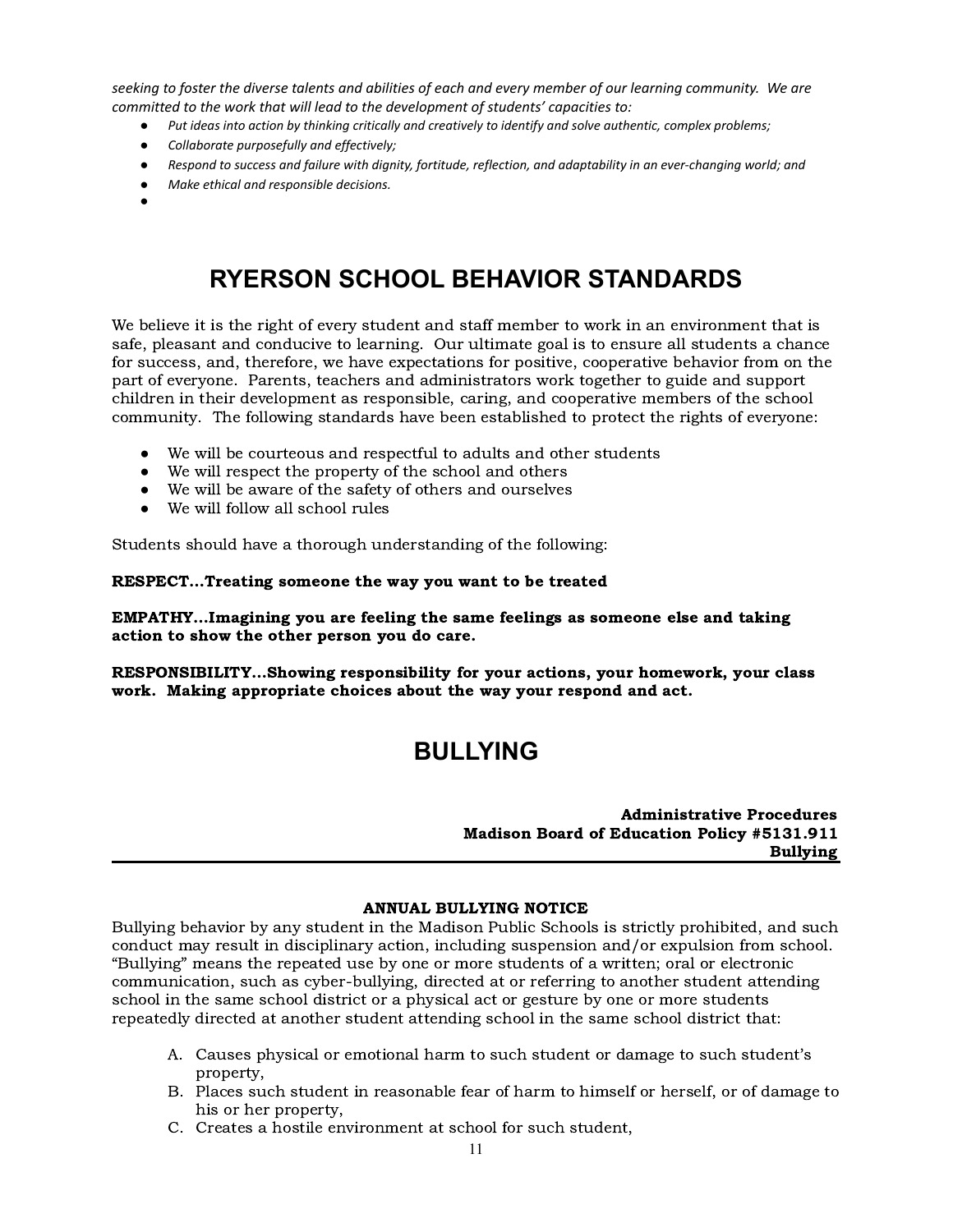*seeking to foster the diverse talents and abilities of each and every member of our learning community. We are committed to the work that will lead to the development of students' capacities to:*

- *Put ideas into action by thinking critically and creatively to identify and solve authentic, complex problems;*
- *Collaborate purposefully and effectively;*
- *Respond to success and failure with dignity, fortitude, reflection, and adaptability in an ever-changing world; and*
- *Make ethical and responsible decisions.*

# RYERSON SCHOOL BEHAVIOR STANDARDS

We believe it is the right of every student and staff member to work in an environment that is safe, pleasant and conducive to learning. Our ultimate goal is to ensure all students a chance for success, and, therefore, we have expectations for positive, cooperative behavior from on the part of everyone. Parents, teachers and administrators work together to guide and support children in their development as responsible, caring, and cooperative members of the school community. The following standards have been established to protect the rights of everyone:

- We will be courteous and respectful to adults and other students
- We will respect the property of the school and others
- We will be aware of the safety of others and ourselves
- We will follow all school rules

Students should have a thorough understanding of the following:

**RESPECT…Treating someone the way you want to be treated**

**EMPATHY…Imagining you are feeling the same feelings as someone else and taking action to show the other person you do care.**

**RESPONSIBILITY…Showing responsibility for your actions, your homework, your class work. Making appropriate choices about the way your respond and act.**

# BULLYING

**Administrative Procedures**
**Madison Board of Education Policy #5131.911**
**Bullying**

---

**ANNUAL BULLYING NOTICE**

Bullying behavior by any student in the Madison Public Schools is strictly prohibited, and such conduct may result in disciplinary action, including suspension and/or expulsion from school. "Bullying" means the repeated use by one or more students of a written; oral or electronic communication, such as cyber-bullying, directed at or referring to another student attending school in the same school district or a physical act or gesture by one or more students repeatedly directed at another student attending school in the same school district that:

A. Causes physical or emotional harm to such student or damage to such student's property,
B. Places such student in reasonable fear of harm to himself or herself, or of damage to his or her property,
C. Creates a hostile environment at school for such student,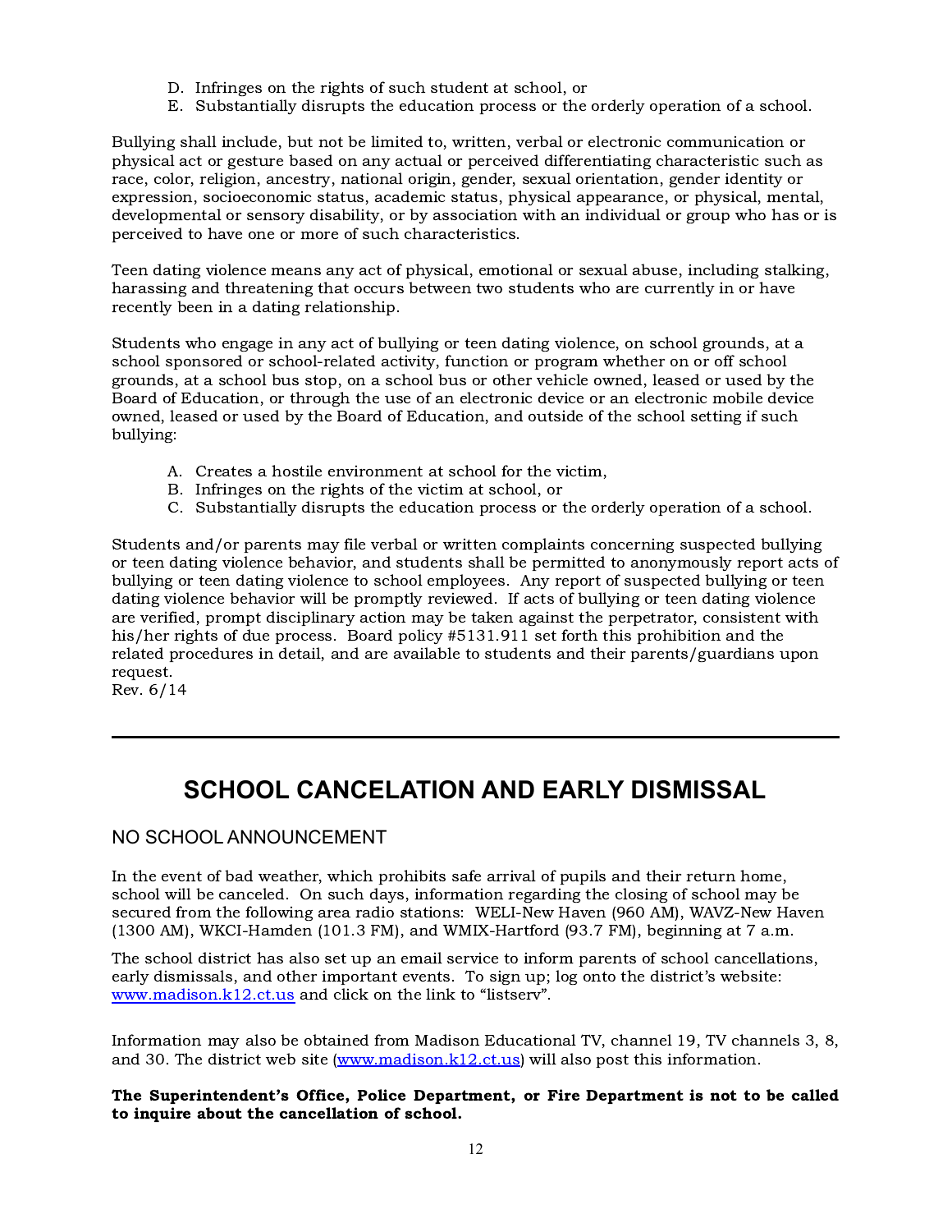D. Infringes on the rights of such student at school, or
E. Substantially disrupts the education process or the orderly operation of a school.

Bullying shall include, but not be limited to, written, verbal or electronic communication or physical act or gesture based on any actual or perceived differentiating characteristic such as race, color, religion, ancestry, national origin, gender, sexual orientation, gender identity or expression, socioeconomic status, academic status, physical appearance, or physical, mental, developmental or sensory disability, or by association with an individual or group who has or is perceived to have one or more of such characteristics.

Teen dating violence means any act of physical, emotional or sexual abuse, including stalking, harassing and threatening that occurs between two students who are currently in or have recently been in a dating relationship.

Students who engage in any act of bullying or teen dating violence, on school grounds, at a school sponsored or school-related activity, function or program whether on or off school grounds, at a school bus stop, on a school bus or other vehicle owned, leased or used by the Board of Education, or through the use of an electronic device or an electronic mobile device owned, leased or used by the Board of Education, and outside of the school setting if such bullying:

A. Creates a hostile environment at school for the victim,
B. Infringes on the rights of the victim at school, or
C. Substantially disrupts the education process or the orderly operation of a school.

Students and/or parents may file verbal or written complaints concerning suspected bullying or teen dating violence behavior, and students shall be permitted to anonymously report acts of bullying or teen dating violence to school employees. Any report of suspected bullying or teen dating violence behavior will be promptly reviewed. If acts of bullying or teen dating violence are verified, prompt disciplinary action may be taken against the perpetrator, consistent with his/her rights of due process. Board policy #5131.911 set forth this prohibition and the related procedures in detail, and are available to students and their parents/guardians upon request.
Rev. 6/14

---

# SCHOOL CANCELATION AND EARLY DISMISSAL

## NO SCHOOL ANNOUNCEMENT

In the event of bad weather, which prohibits safe arrival of pupils and their return home, school will be canceled. On such days, information regarding the closing of school may be secured from the following area radio stations: WELI-New Haven (960 AM), WAVZ-New Haven (1300 AM), WKCI-Hamden (101.3 FM), and WMIX-Hartford (93.7 FM), beginning at 7 a.m.

The school district has also set up an email service to inform parents of school cancellations, early dismissals, and other important events. To sign up; log onto the district's website: www.madison.k12.ct.us and click on the link to "listserv".

Information may also be obtained from Madison Educational TV, channel 19, TV channels 3, 8, and 30. The district web site (www.madison.k12.ct.us) will also post this information.

**The Superintendent's Office, Police Department, or Fire Department is not to be called to inquire about the cancellation of school.**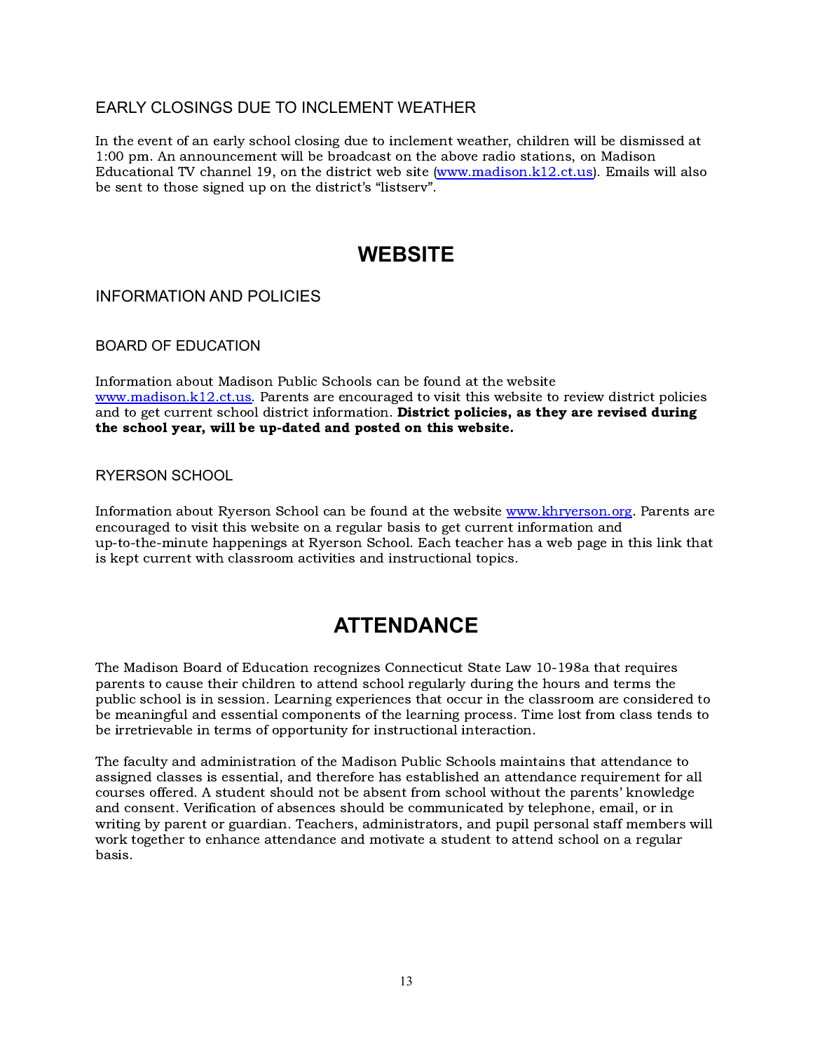### EARLY CLOSINGS DUE TO INCLEMENT WEATHER

In the event of an early school closing due to inclement weather, children will be dismissed at 1:00 pm. An announcement will be broadcast on the above radio stations, on Madison Educational TV channel 19, on the district web site (www.madison.k12.ct.us). Emails will also be sent to those signed up on the district's "listserv".

# WEBSITE

### INFORMATION AND POLICIES

### BOARD OF EDUCATION

Information about Madison Public Schools can be found at the website www.madison.k12.ct.us. Parents are encouraged to visit this website to review district policies and to get current school district information. **District policies, as they are revised during the school year, will be up-dated and posted on this website.**

### RYERSON SCHOOL

Information about Ryerson School can be found at the website www.khryerson.org. Parents are encouraged to visit this website on a regular basis to get current information and up-to-the-minute happenings at Ryerson School. Each teacher has a web page in this link that is kept current with classroom activities and instructional topics.

# ATTENDANCE

The Madison Board of Education recognizes Connecticut State Law 10-198a that requires parents to cause their children to attend school regularly during the hours and terms the public school is in session. Learning experiences that occur in the classroom are considered to be meaningful and essential components of the learning process. Time lost from class tends to be irretrievable in terms of opportunity for instructional interaction.

The faculty and administration of the Madison Public Schools maintains that attendance to assigned classes is essential, and therefore has established an attendance requirement for all courses offered. A student should not be absent from school without the parents' knowledge and consent. Verification of absences should be communicated by telephone, email, or in writing by parent or guardian. Teachers, administrators, and pupil personal staff members will work together to enhance attendance and motivate a student to attend school on a regular basis.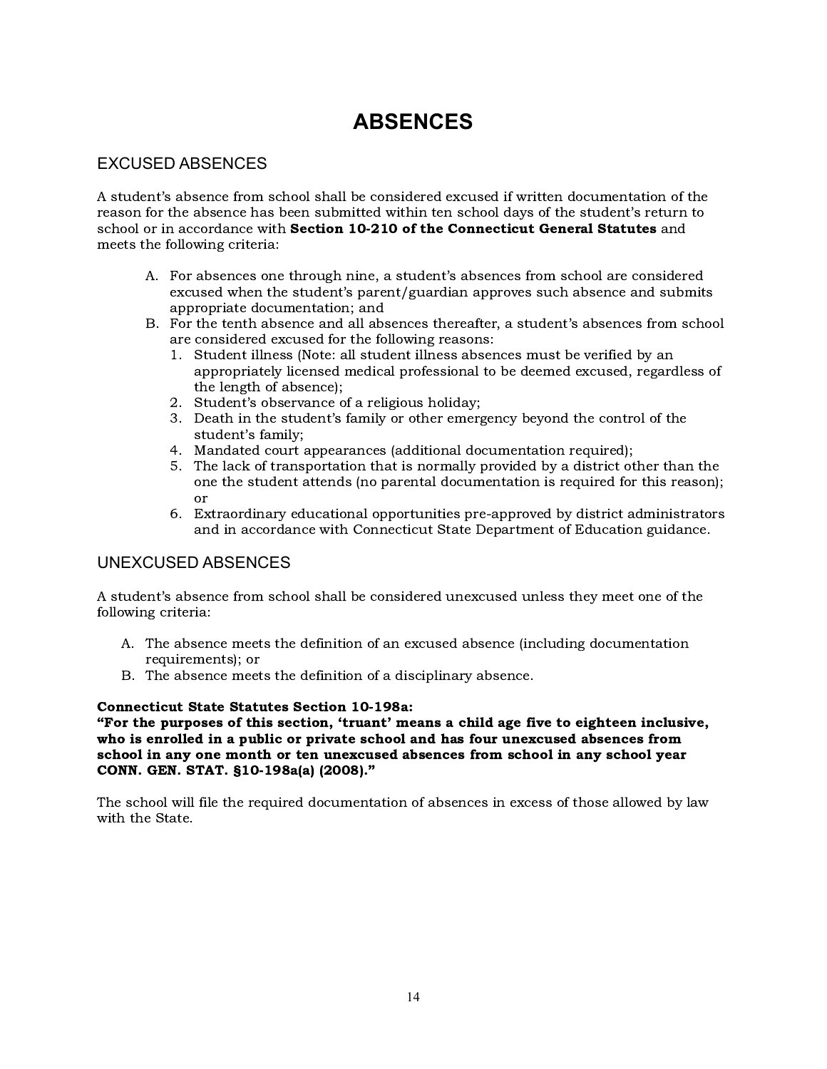# ABSENCES

## EXCUSED ABSENCES

A student's absence from school shall be considered excused if written documentation of the reason for the absence has been submitted within ten school days of the student's return to school or in accordance with **Section 10-210 of the Connecticut General Statutes** and meets the following criteria:

A. For absences one through nine, a student's absences from school are considered excused when the student's parent/guardian approves such absence and submits appropriate documentation; and
B. For the tenth absence and all absences thereafter, a student's absences from school are considered excused for the following reasons:
   1. Student illness (Note: all student illness absences must be verified by an appropriately licensed medical professional to be deemed excused, regardless of the length of absence);
   2. Student's observance of a religious holiday;
   3. Death in the student's family or other emergency beyond the control of the student's family;
   4. Mandated court appearances (additional documentation required);
   5. The lack of transportation that is normally provided by a district other than the one the student attends (no parental documentation is required for this reason); or
   6. Extraordinary educational opportunities pre-approved by district administrators and in accordance with Connecticut State Department of Education guidance.

## UNEXCUSED ABSENCES

A student's absence from school shall be considered unexcused unless they meet one of the following criteria:

A. The absence meets the definition of an excused absence (including documentation requirements); or
B. The absence meets the definition of a disciplinary absence.

**Connecticut State Statutes Section 10-198a:**
**"For the purposes of this section, 'truant' means a child age five to eighteen inclusive, who is enrolled in a public or private school and has four unexcused absences from school in any one month or ten unexcused absences from school in any school year CONN. GEN. STAT. §10-198a(a) (2008)."**

The school will file the required documentation of absences in excess of those allowed by law with the State.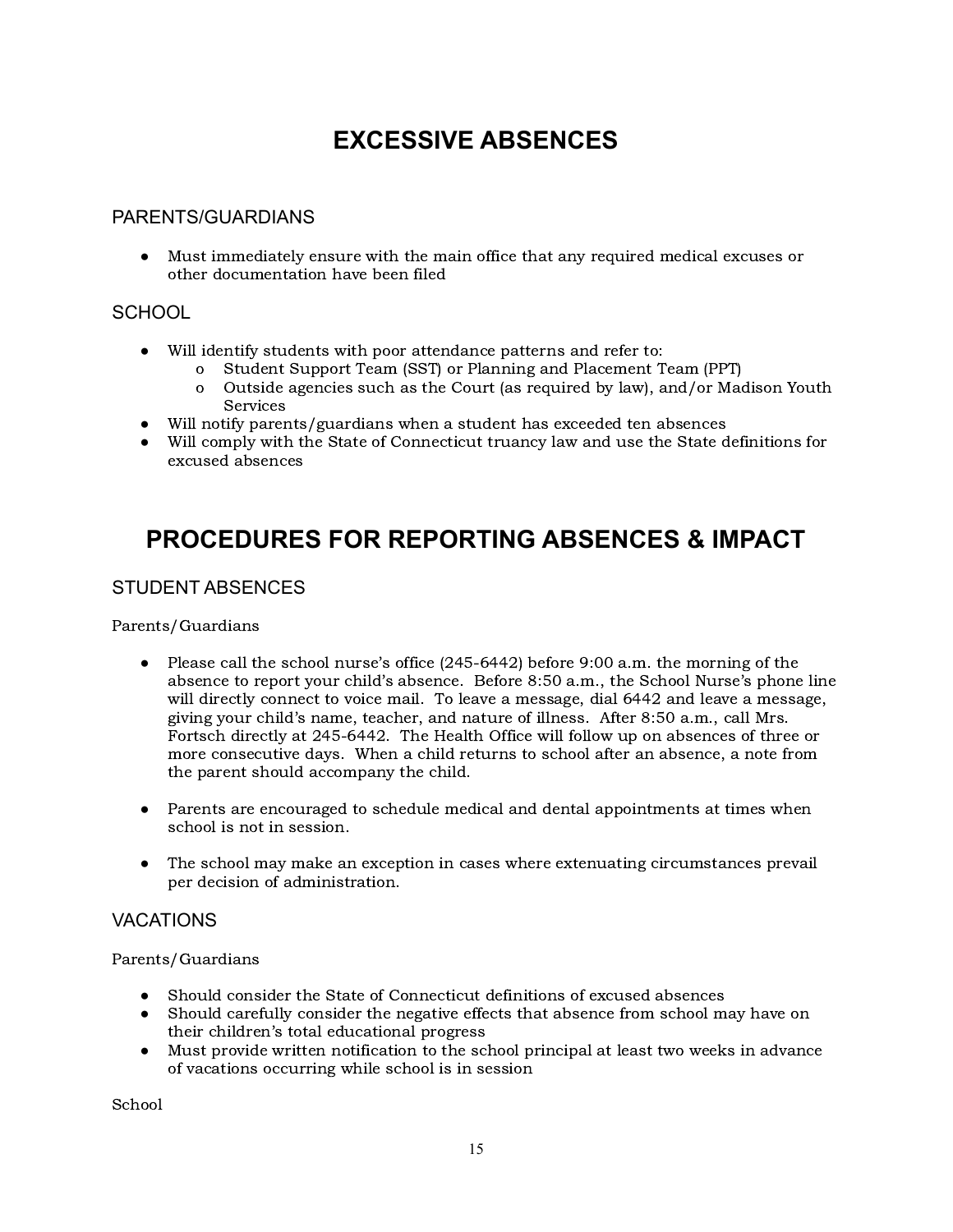# EXCESSIVE ABSENCES

## PARENTS/GUARDIANS

- Must immediately ensure with the main office that any required medical excuses or other documentation have been filed

## SCHOOL

- Will identify students with poor attendance patterns and refer to:
  - Student Support Team (SST) or Planning and Placement Team (PPT)
  - Outside agencies such as the Court (as required by law), and/or Madison Youth Services
- Will notify parents/guardians when a student has exceeded ten absences
- Will comply with the State of Connecticut truancy law and use the State definitions for excused absences

# PROCEDURES FOR REPORTING ABSENCES & IMPACT

## STUDENT ABSENCES

Parents/Guardians

- Please call the school nurse's office (245-6442) before 9:00 a.m. the morning of the absence to report your child's absence. Before 8:50 a.m., the School Nurse's phone line will directly connect to voice mail. To leave a message, dial 6442 and leave a message, giving your child's name, teacher, and nature of illness. After 8:50 a.m., call Mrs. Fortsch directly at 245-6442. The Health Office will follow up on absences of three or more consecutive days. When a child returns to school after an absence, a note from the parent should accompany the child.

- Parents are encouraged to schedule medical and dental appointments at times when school is not in session.

- The school may make an exception in cases where extenuating circumstances prevail per decision of administration.

## VACATIONS

Parents/Guardians

- Should consider the State of Connecticut definitions of excused absences
- Should carefully consider the negative effects that absence from school may have on their children's total educational progress
- Must provide written notification to the school principal at least two weeks in advance of vacations occurring while school is in session

School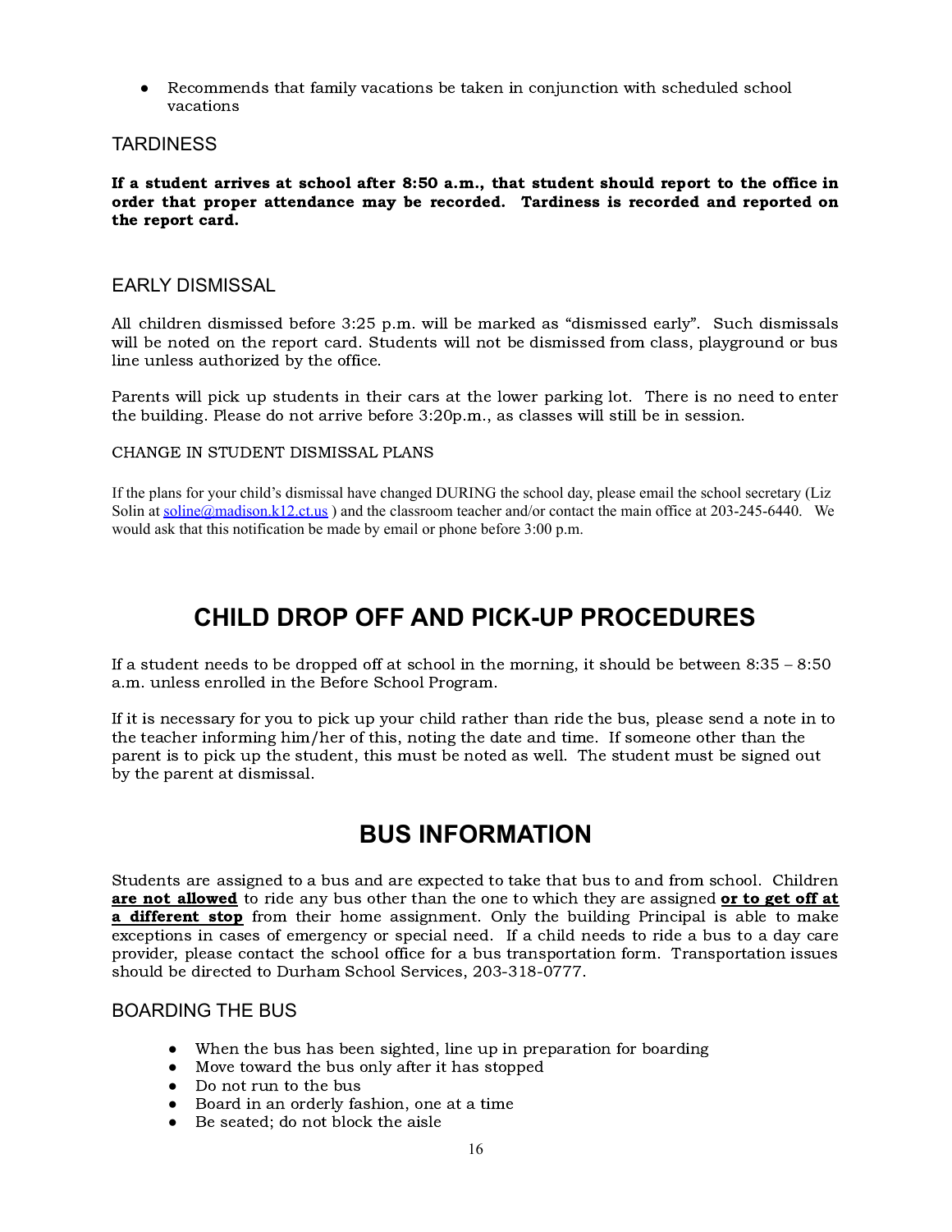- Recommends that family vacations be taken in conjunction with scheduled school vacations

### TARDINESS

**If a student arrives at school after 8:50 a.m., that student should report to the office in order that proper attendance may be recorded. Tardiness is recorded and reported on the report card.**

### EARLY DISMISSAL

All children dismissed before 3:25 p.m. will be marked as "dismissed early". Such dismissals will be noted on the report card. Students will not be dismissed from class, playground or bus line unless authorized by the office.

Parents will pick up students in their cars at the lower parking lot. There is no need to enter the building. Please do not arrive before 3:20p.m., as classes will still be in session.

#### CHANGE IN STUDENT DISMISSAL PLANS

If the plans for your child's dismissal have changed DURING the school day, please email the school secretary (Liz Solin at soline@madison.k12.ct.us ) and the classroom teacher and/or contact the main office at 203-245-6440. We would ask that this notification be made by email or phone before 3:00 p.m.

## CHILD DROP OFF AND PICK-UP PROCEDURES

If a student needs to be dropped off at school in the morning, it should be between 8:35 – 8:50 a.m. unless enrolled in the Before School Program.

If it is necessary for you to pick up your child rather than ride the bus, please send a note in to the teacher informing him/her of this, noting the date and time. If someone other than the parent is to pick up the student, this must be noted as well. The student must be signed out by the parent at dismissal.

## BUS INFORMATION

Students are assigned to a bus and are expected to take that bus to and from school. Children **are not allowed** to ride any bus other than the one to which they are assigned **or to get off at a different stop** from their home assignment. Only the building Principal is able to make exceptions in cases of emergency or special need. If a child needs to ride a bus to a day care provider, please contact the school office for a bus transportation form. Transportation issues should be directed to Durham School Services, 203-318-0777.

### BOARDING THE BUS

- When the bus has been sighted, line up in preparation for boarding
- Move toward the bus only after it has stopped
- Do not run to the bus
- Board in an orderly fashion, one at a time
- Be seated; do not block the aisle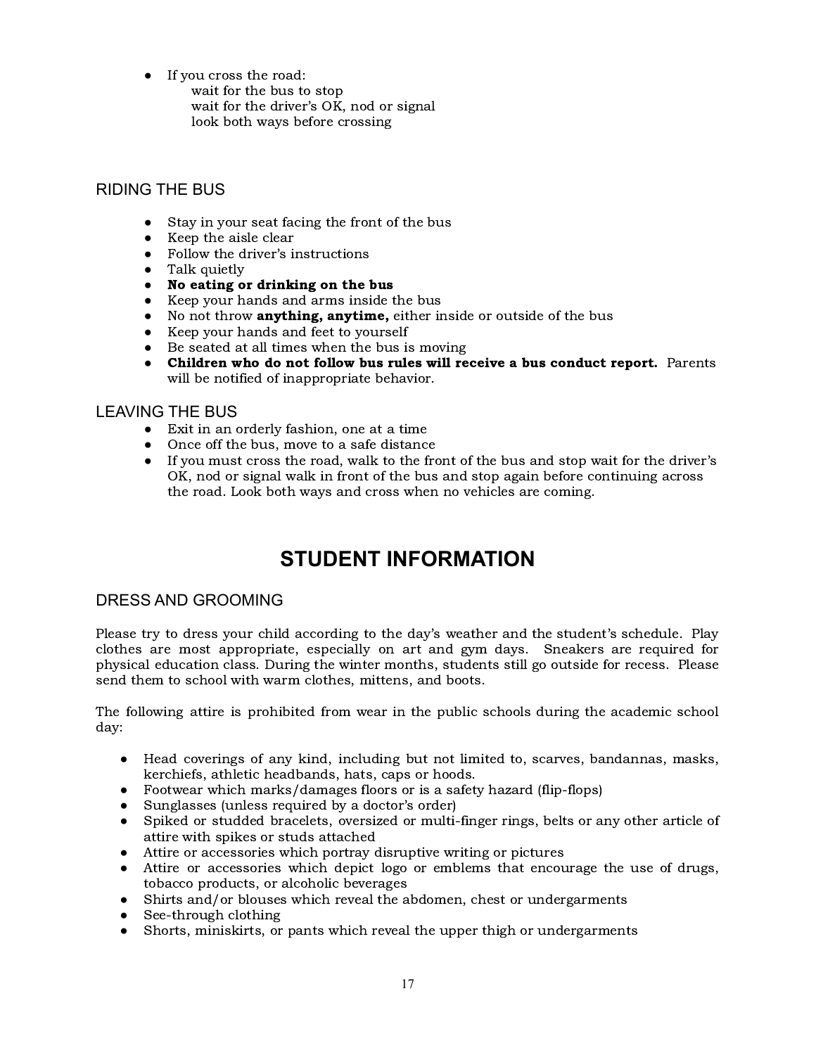- If you cross the road:
  - wait for the bus to stop
  - wait for the driver's OK, nod or signal
  - look both ways before crossing

## RIDING THE BUS

- Stay in your seat facing the front of the bus
- Keep the aisle clear
- Follow the driver's instructions
- Talk quietly
- **No eating or drinking on the bus**
- Keep your hands and arms inside the bus
- No not throw **anything, anytime,** either inside or outside of the bus
- Keep your hands and feet to yourself
- Be seated at all times when the bus is moving
- **Children who do not follow bus rules will receive a bus conduct report.** Parents will be notified of inappropriate behavior.

## LEAVING THE BUS

- Exit in an orderly fashion, one at a time
- Once off the bus, move to a safe distance
- If you must cross the road, walk to the front of the bus and stop wait for the driver's OK, nod or signal walk in front of the bus and stop again before continuing across the road. Look both ways and cross when no vehicles are coming.

# STUDENT INFORMATION

## DRESS AND GROOMING

Please try to dress your child according to the day's weather and the student's schedule. Play clothes are most appropriate, especially on art and gym days. Sneakers are required for physical education class. During the winter months, students still go outside for recess. Please send them to school with warm clothes, mittens, and boots.

The following attire is prohibited from wear in the public schools during the academic school day:

- Head coverings of any kind, including but not limited to, scarves, bandannas, masks, kerchiefs, athletic headbands, hats, caps or hoods.
- Footwear which marks/damages floors or is a safety hazard (flip-flops)
- Sunglasses (unless required by a doctor's order)
- Spiked or studded bracelets, oversized or multi-finger rings, belts or any other article of attire with spikes or studs attached
- Attire or accessories which portray disruptive writing or pictures
- Attire or accessories which depict logo or emblems that encourage the use of drugs, tobacco products, or alcoholic beverages
- Shirts and/or blouses which reveal the abdomen, chest or undergarments
- See-through clothing
- Shorts, miniskirts, or pants which reveal the upper thigh or undergarments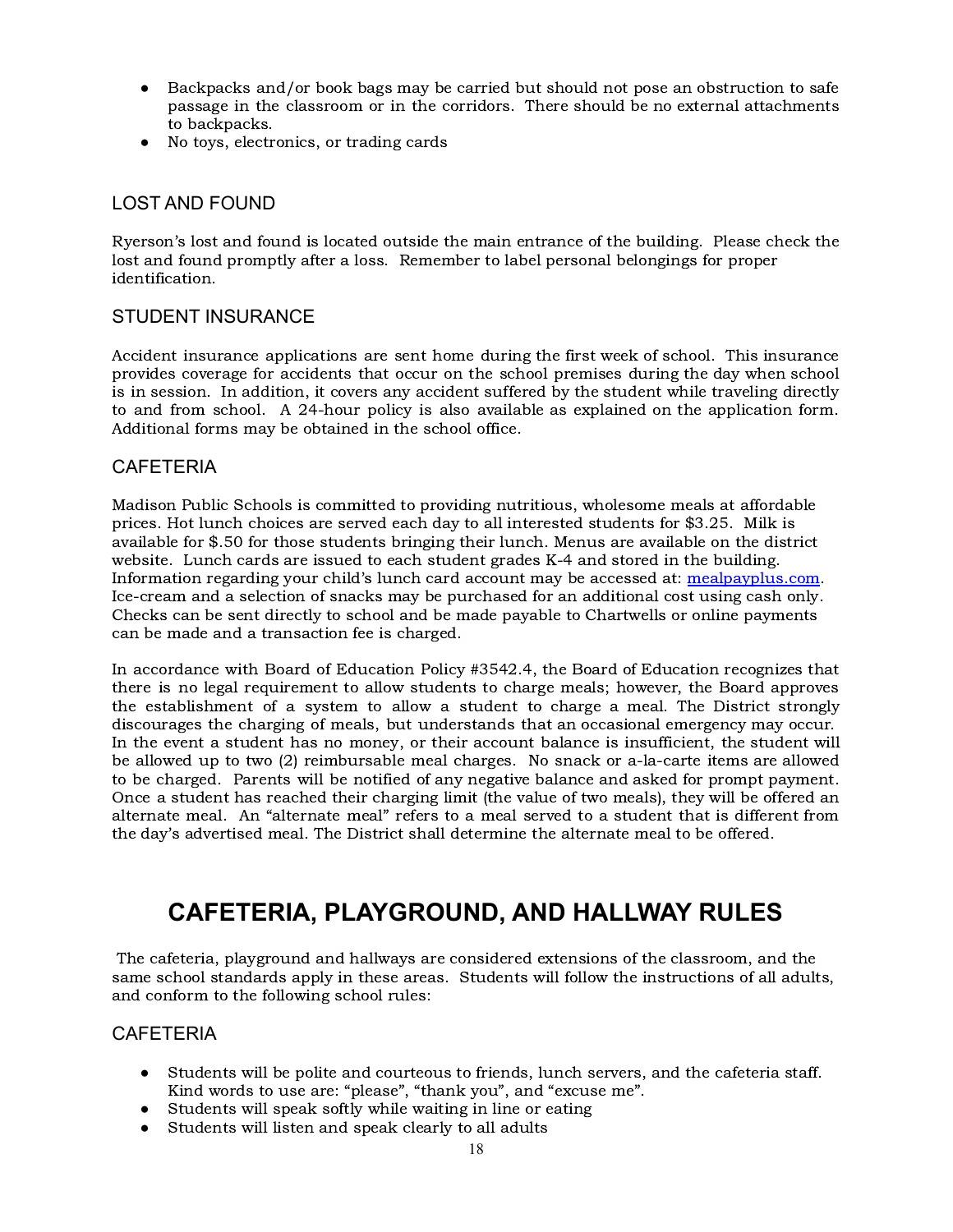- Backpacks and/or book bags may be carried but should not pose an obstruction to safe passage in the classroom or in the corridors. There should be no external attachments to backpacks.
- No toys, electronics, or trading cards

## LOST AND FOUND

Ryerson's lost and found is located outside the main entrance of the building. Please check the lost and found promptly after a loss. Remember to label personal belongings for proper identification.

## STUDENT INSURANCE

Accident insurance applications are sent home during the first week of school. This insurance provides coverage for accidents that occur on the school premises during the day when school is in session. In addition, it covers any accident suffered by the student while traveling directly to and from school. A 24-hour policy is also available as explained on the application form. Additional forms may be obtained in the school office.

## CAFETERIA

Madison Public Schools is committed to providing nutritious, wholesome meals at affordable prices. Hot lunch choices are served each day to all interested students for $3.25. Milk is available for $.50 for those students bringing their lunch. Menus are available on the district website. Lunch cards are issued to each student grades K-4 and stored in the building. Information regarding your child's lunch card account may be accessed at: [mealpayplus.com](mealpayplus.com). Ice-cream and a selection of snacks may be purchased for an additional cost using cash only. Checks can be sent directly to school and be made payable to Chartwells or online payments can be made and a transaction fee is charged.

In accordance with Board of Education Policy #3542.4, the Board of Education recognizes that there is no legal requirement to allow students to charge meals; however, the Board approves the establishment of a system to allow a student to charge a meal. The District strongly discourages the charging of meals, but understands that an occasional emergency may occur. In the event a student has no money, or their account balance is insufficient, the student will be allowed up to two (2) reimbursable meal charges. No snack or a-la-carte items are allowed to be charged. Parents will be notified of any negative balance and asked for prompt payment. Once a student has reached their charging limit (the value of two meals), they will be offered an alternate meal. An "alternate meal" refers to a meal served to a student that is different from the day's advertised meal. The District shall determine the alternate meal to be offered.

# CAFETERIA, PLAYGROUND, AND HALLWAY RULES

The cafeteria, playground and hallways are considered extensions of the classroom, and the same school standards apply in these areas. Students will follow the instructions of all adults, and conform to the following school rules:

## CAFETERIA

- Students will be polite and courteous to friends, lunch servers, and the cafeteria staff. Kind words to use are: "please", "thank you", and "excuse me".
- Students will speak softly while waiting in line or eating
- Students will listen and speak clearly to all adults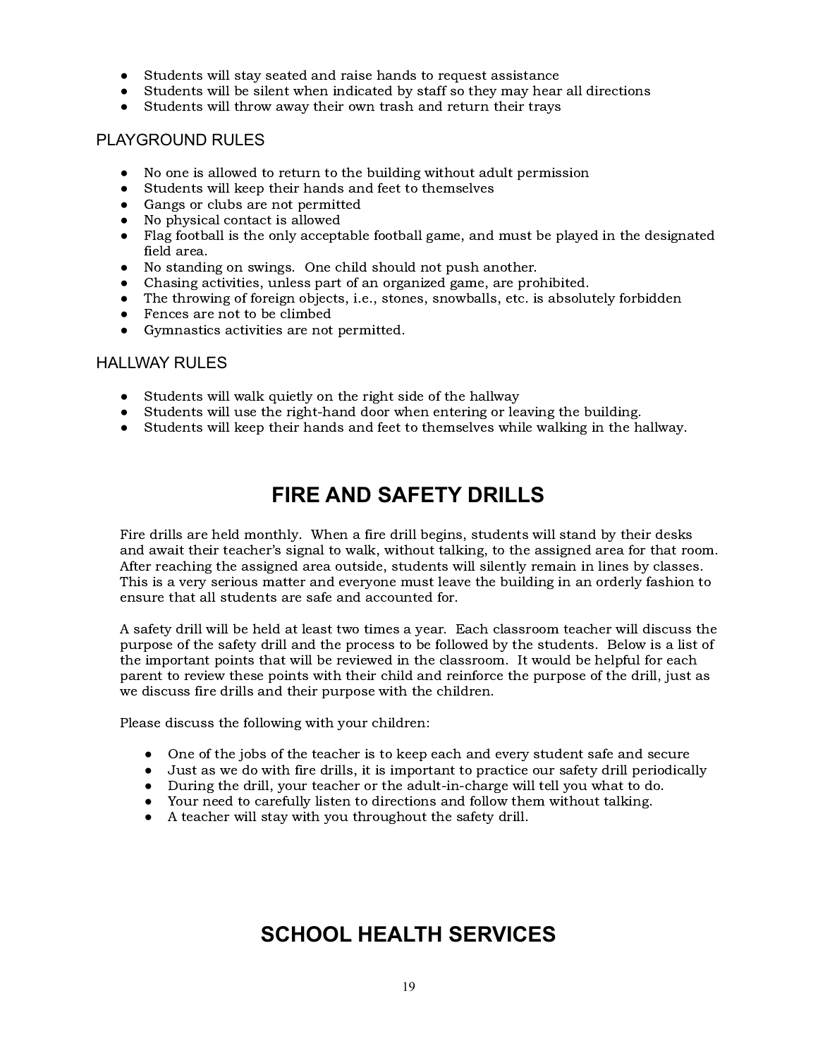- Students will stay seated and raise hands to request assistance
- Students will be silent when indicated by staff so they may hear all directions
- Students will throw away their own trash and return their trays

### PLAYGROUND RULES

- No one is allowed to return to the building without adult permission
- Students will keep their hands and feet to themselves
- Gangs or clubs are not permitted
- No physical contact is allowed
- Flag football is the only acceptable football game, and must be played in the designated field area.
- No standing on swings. One child should not push another.
- Chasing activities, unless part of an organized game, are prohibited.
- The throwing of foreign objects, i.e., stones, snowballs, etc. is absolutely forbidden
- Fences are not to be climbed
- Gymnastics activities are not permitted.

### HALLWAY RULES

- Students will walk quietly on the right side of the hallway
- Students will use the right-hand door when entering or leaving the building.
- Students will keep their hands and feet to themselves while walking in the hallway.

## FIRE AND SAFETY DRILLS

Fire drills are held monthly. When a fire drill begins, students will stand by their desks and await their teacher's signal to walk, without talking, to the assigned area for that room. After reaching the assigned area outside, students will silently remain in lines by classes. This is a very serious matter and everyone must leave the building in an orderly fashion to ensure that all students are safe and accounted for.

A safety drill will be held at least two times a year. Each classroom teacher will discuss the purpose of the safety drill and the process to be followed by the students. Below is a list of the important points that will be reviewed in the classroom. It would be helpful for each parent to review these points with their child and reinforce the purpose of the drill, just as we discuss fire drills and their purpose with the children.

Please discuss the following with your children:

- One of the jobs of the teacher is to keep each and every student safe and secure
- Just as we do with fire drills, it is important to practice our safety drill periodically
- During the drill, your teacher or the adult-in-charge will tell you what to do.
- Your need to carefully listen to directions and follow them without talking.
- A teacher will stay with you throughout the safety drill.

## SCHOOL HEALTH SERVICES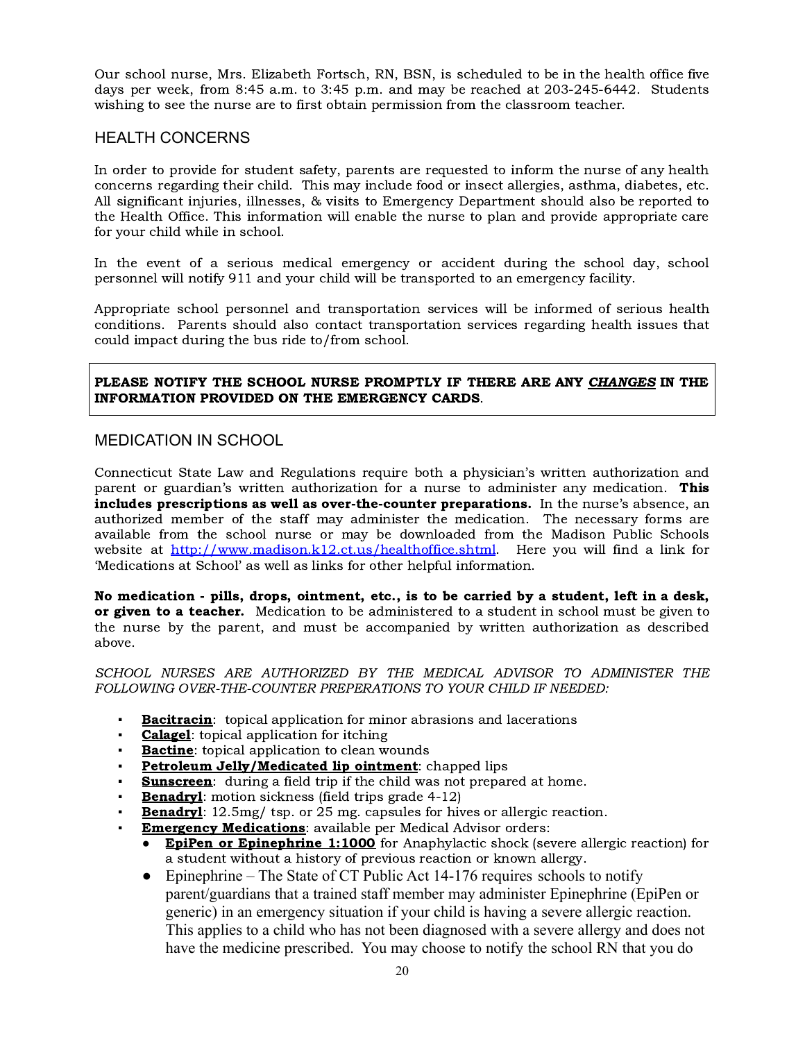Our school nurse, Mrs. Elizabeth Fortsch, RN, BSN, is scheduled to be in the health office five days per week, from 8:45 a.m. to 3:45 p.m. and may be reached at 203-245-6442. Students wishing to see the nurse are to first obtain permission from the classroom teacher.

## HEALTH CONCERNS

In order to provide for student safety, parents are requested to inform the nurse of any health concerns regarding their child. This may include food or insect allergies, asthma, diabetes, etc. All significant injuries, illnesses, & visits to Emergency Department should also be reported to the Health Office. This information will enable the nurse to plan and provide appropriate care for your child while in school.

In the event of a serious medical emergency or accident during the school day, school personnel will notify 911 and your child will be transported to an emergency facility.

Appropriate school personnel and transportation services will be informed of serious health conditions. Parents should also contact transportation services regarding health issues that could impact during the bus ride to/from school.

**PLEASE NOTIFY THE SCHOOL NURSE PROMPTLY IF THERE ARE ANY *CHANGES* IN THE INFORMATION PROVIDED ON THE EMERGENCY CARDS.**

## MEDICATION IN SCHOOL

Connecticut State Law and Regulations require both a physician's written authorization and parent or guardian's written authorization for a nurse to administer any medication. **This includes prescriptions as well as over-the-counter preparations.** In the nurse's absence, an authorized member of the staff may administer the medication. The necessary forms are available from the school nurse or may be downloaded from the Madison Public Schools website at http://www.madison.k12.ct.us/healthoffice.shtml. Here you will find a link for 'Medications at School' as well as links for other helpful information.

**No medication - pills, drops, ointment, etc., is to be carried by a student, left in a desk, or given to a teacher.** Medication to be administered to a student in school must be given to the nurse by the parent, and must be accompanied by written authorization as described above.

*SCHOOL NURSES ARE AUTHORIZED BY THE MEDICAL ADVISOR TO ADMINISTER THE FOLLOWING OVER-THE-COUNTER PREPERATIONS TO YOUR CHILD IF NEEDED:*

- **Bacitracin**: topical application for minor abrasions and lacerations
- **Calagel**: topical application for itching
- **Bactine**: topical application to clean wounds
- **Petroleum Jelly/Medicated lip ointment**: chapped lips
- **Sunscreen**: during a field trip if the child was not prepared at home.
- **Benadryl**: motion sickness (field trips grade 4-12)
- **Benadryl**: 12.5mg/ tsp. or 25 mg. capsules for hives or allergic reaction.
- **Emergency Medications**: available per Medical Advisor orders:
  - **EpiPen or Epinephrine 1:1000** for Anaphylactic shock (severe allergic reaction) for a student without a history of previous reaction or known allergy.
  - Epinephrine – The State of CT Public Act 14-176 requires schools to notify parent/guardians that a trained staff member may administer Epinephrine (EpiPen or generic) in an emergency situation if your child is having a severe allergic reaction. This applies to a child who has not been diagnosed with a severe allergy and does not have the medicine prescribed. You may choose to notify the school RN that you do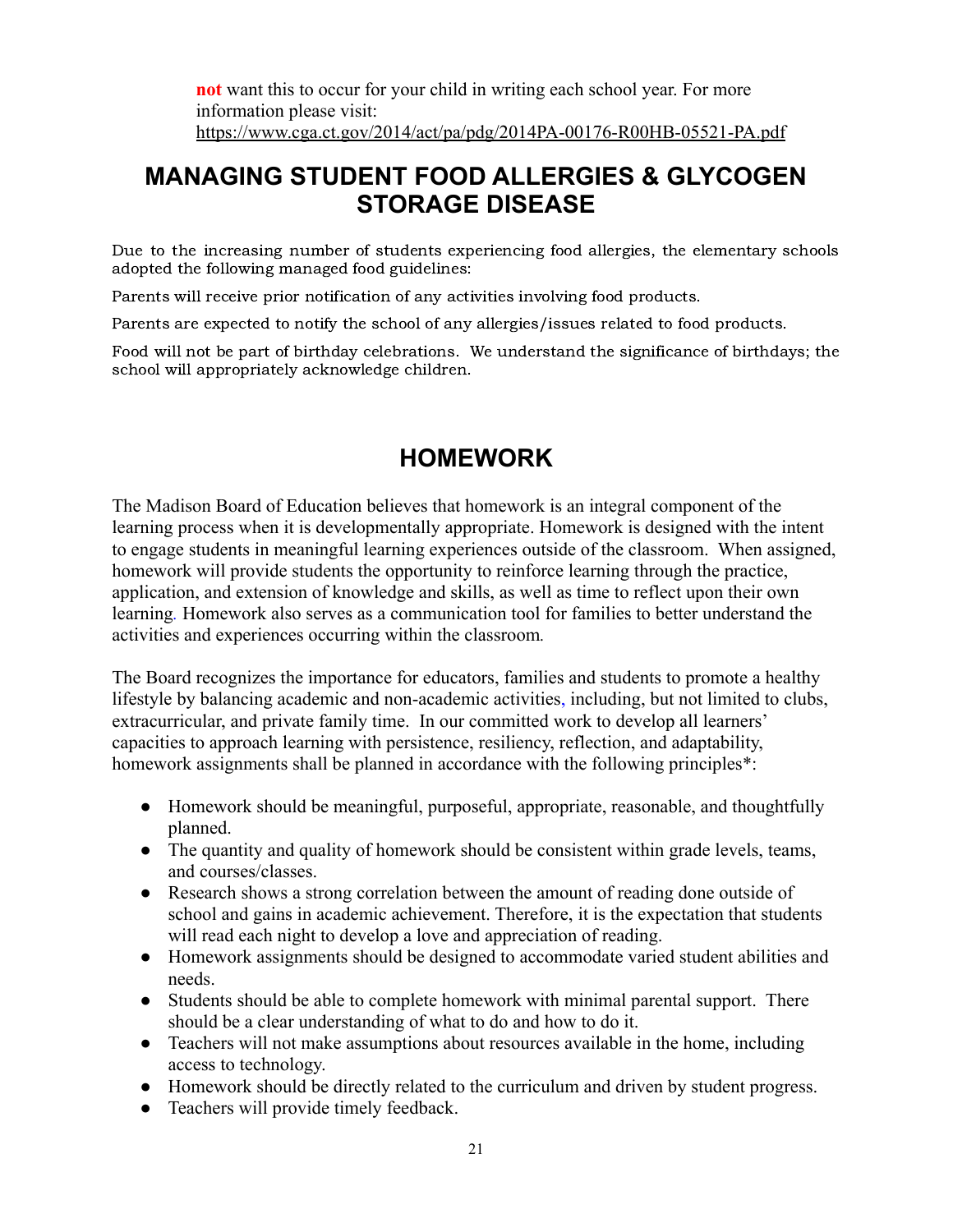**not** want this to occur for your child in writing each school year. For more information please visit: https://www.cga.ct.gov/2014/act/pa/pdg/2014PA-00176-R00HB-05521-PA.pdf

# MANAGING STUDENT FOOD ALLERGIES & GLYCOGEN STORAGE DISEASE

Due to the increasing number of students experiencing food allergies, the elementary schools adopted the following managed food guidelines:

Parents will receive prior notification of any activities involving food products.

Parents are expected to notify the school of any allergies/issues related to food products.

Food will not be part of birthday celebrations. We understand the significance of birthdays; the school will appropriately acknowledge children.

# HOMEWORK

The Madison Board of Education believes that homework is an integral component of the learning process when it is developmentally appropriate. Homework is designed with the intent to engage students in meaningful learning experiences outside of the classroom. When assigned, homework will provide students the opportunity to reinforce learning through the practice, application, and extension of knowledge and skills, as well as time to reflect upon their own learning. Homework also serves as a communication tool for families to better understand the activities and experiences occurring within the classroom.

The Board recognizes the importance for educators, families and students to promote a healthy lifestyle by balancing academic and non-academic activities, including, but not limited to clubs, extracurricular, and private family time. In our committed work to develop all learners' capacities to approach learning with persistence, resiliency, reflection, and adaptability, homework assignments shall be planned in accordance with the following principles*:

- Homework should be meaningful, purposeful, appropriate, reasonable, and thoughtfully planned.
- The quantity and quality of homework should be consistent within grade levels, teams, and courses/classes.
- Research shows a strong correlation between the amount of reading done outside of school and gains in academic achievement. Therefore, it is the expectation that students will read each night to develop a love and appreciation of reading.
- Homework assignments should be designed to accommodate varied student abilities and needs.
- Students should be able to complete homework with minimal parental support. There should be a clear understanding of what to do and how to do it.
- Teachers will not make assumptions about resources available in the home, including access to technology.
- Homework should be directly related to the curriculum and driven by student progress.
- Teachers will provide timely feedback.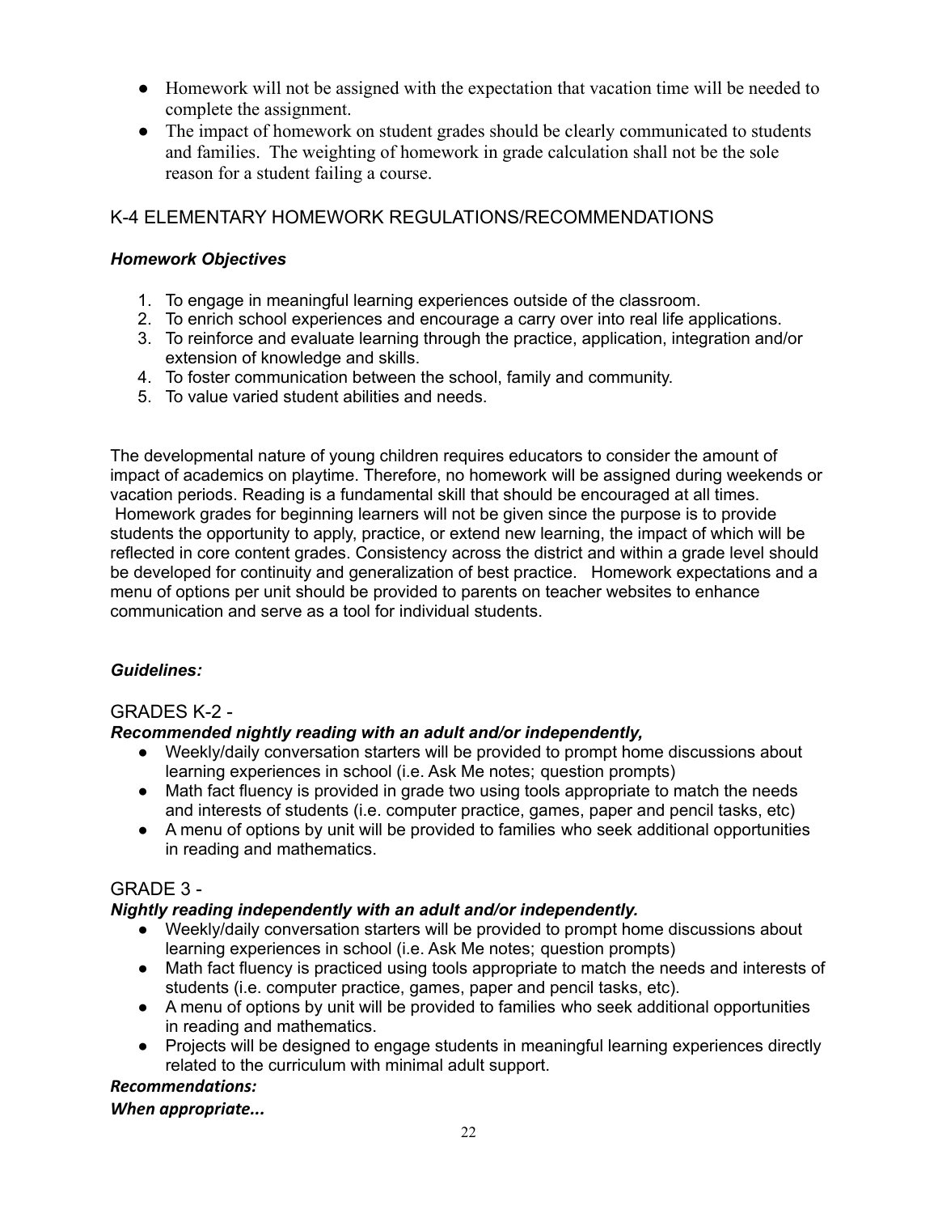- Homework will not be assigned with the expectation that vacation time will be needed to complete the assignment.
- The impact of homework on student grades should be clearly communicated to students and families. The weighting of homework in grade calculation shall not be the sole reason for a student failing a course.

## K-4 ELEMENTARY HOMEWORK REGULATIONS/RECOMMENDATIONS

***Homework Objectives***

1. To engage in meaningful learning experiences outside of the classroom.
2. To enrich school experiences and encourage a carry over into real life applications.
3. To reinforce and evaluate learning through the practice, application, integration and/or extension of knowledge and skills.
4. To foster communication between the school, family and community.
5. To value varied student abilities and needs.

The developmental nature of young children requires educators to consider the amount of impact of academics on playtime. Therefore, no homework will be assigned during weekends or vacation periods. Reading is a fundamental skill that should be encouraged at all times. Homework grades for beginning learners will not be given since the purpose is to provide students the opportunity to apply, practice, or extend new learning, the impact of which will be reflected in core content grades. Consistency across the district and within a grade level should be developed for continuity and generalization of best practice. Homework expectations and a menu of options per unit should be provided to parents on teacher websites to enhance communication and serve as a tool for individual students.

***Guidelines:***

### GRADES K-2 -

***Recommended nightly reading with an adult and/or independently,***

- Weekly/daily conversation starters will be provided to prompt home discussions about learning experiences in school (i.e. Ask Me notes; question prompts)
- Math fact fluency is provided in grade two using tools appropriate to match the needs and interests of students (i.e. computer practice, games, paper and pencil tasks, etc)
- A menu of options by unit will be provided to families who seek additional opportunities in reading and mathematics.

### GRADE 3 -

***Nightly reading independently with an adult and/or independently.***

- Weekly/daily conversation starters will be provided to prompt home discussions about learning experiences in school (i.e. Ask Me notes; question prompts)
- Math fact fluency is practiced using tools appropriate to match the needs and interests of students (i.e. computer practice, games, paper and pencil tasks, etc).
- A menu of options by unit will be provided to families who seek additional opportunities in reading and mathematics.
- Projects will be designed to engage students in meaningful learning experiences directly related to the curriculum with minimal adult support.

***Recommendations:***

***When appropriate...***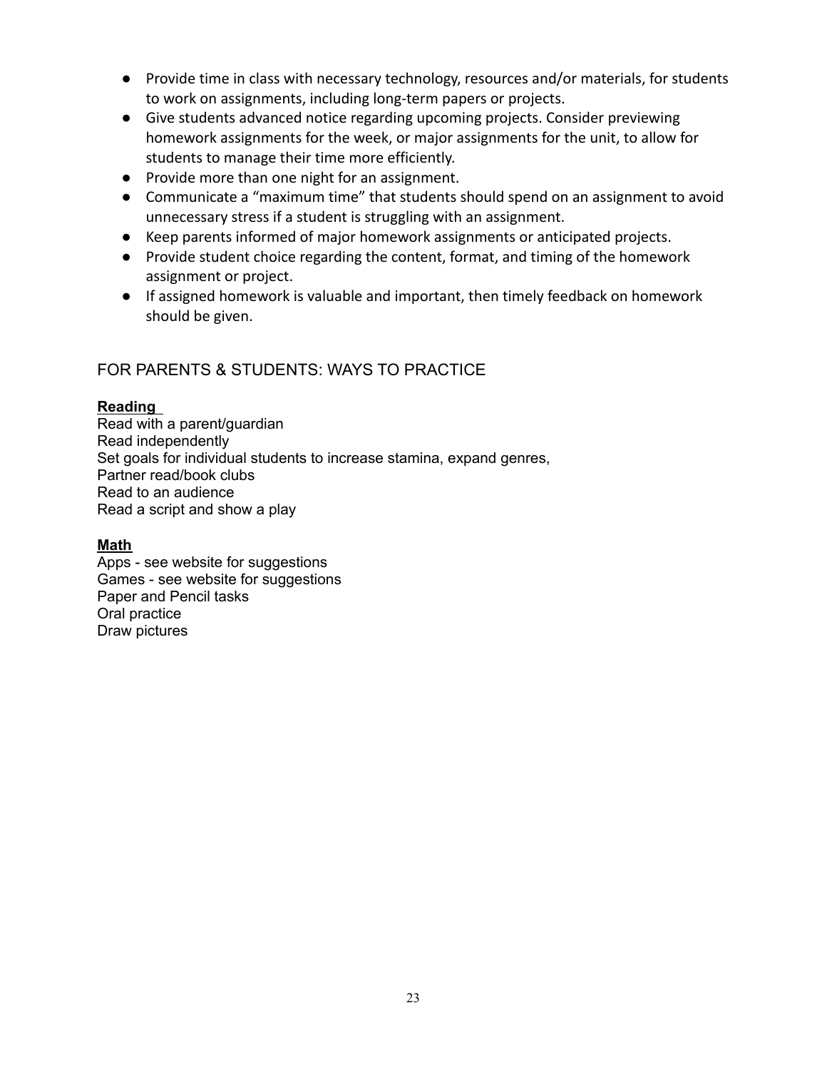- Provide time in class with necessary technology, resources and/or materials, for students to work on assignments, including long-term papers or projects.
- Give students advanced notice regarding upcoming projects. Consider previewing homework assignments for the week, or major assignments for the unit, to allow for students to manage their time more efficiently.
- Provide more than one night for an assignment.
- Communicate a “maximum time” that students should spend on an assignment to avoid unnecessary stress if a student is struggling with an assignment.
- Keep parents informed of major homework assignments or anticipated projects.
- Provide student choice regarding the content, format, and timing of the homework assignment or project.
- If assigned homework is valuable and important, then timely feedback on homework should be given.

## FOR PARENTS & STUDENTS: WAYS TO PRACTICE

**Reading**

Read with a parent/guardian
Read independently
Set goals for individual students to increase stamina, expand genres,
Partner read/book clubs
Read to an audience
Read a script and show a play

**Math**

Apps - see website for suggestions
Games - see website for suggestions
Paper and Pencil tasks
Oral practice
Draw pictures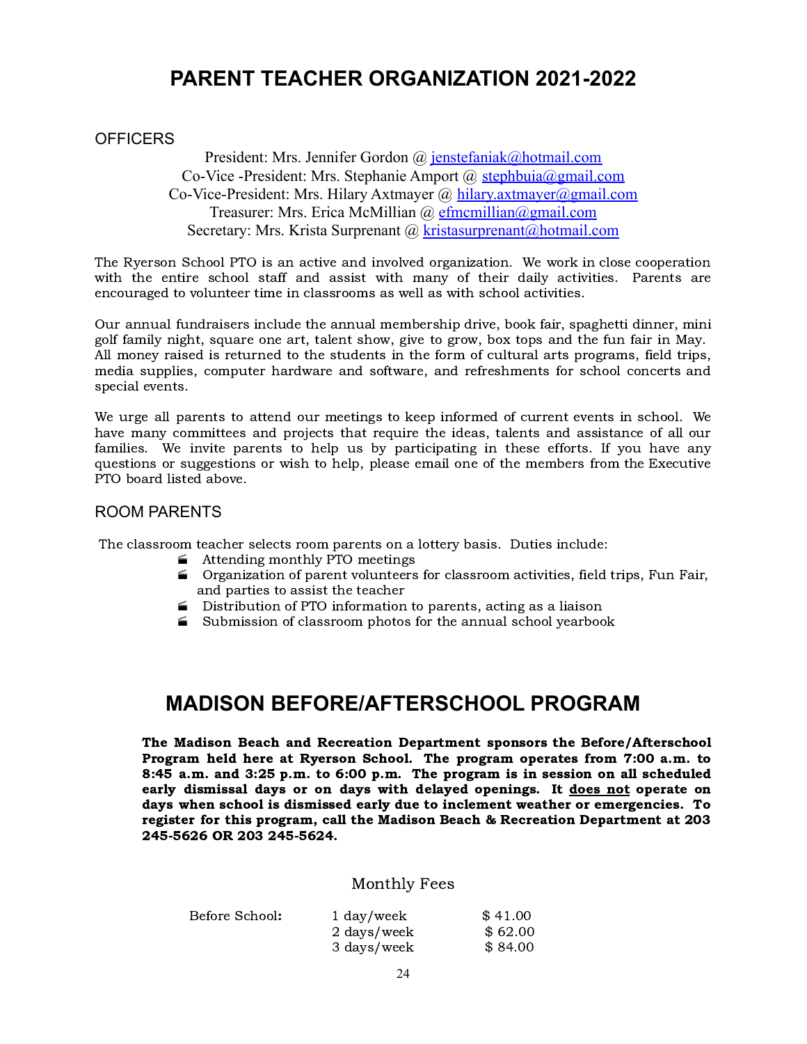# PARENT TEACHER ORGANIZATION 2021-2022

## OFFICERS

President: Mrs. Jennifer Gordon @ jenstefaniak@hotmail.com
Co-Vice -President: Mrs. Stephanie Amport @ stephbuia@gmail.com
Co-Vice-President: Mrs. Hilary Axtmayer @ hilary.axtmayer@gmail.com
Treasurer: Mrs. Erica McMillian @ efmcmillian@gmail.com
Secretary: Mrs. Krista Surprenant @ kristasurprenant@hotmail.com

The Ryerson School PTO is an active and involved organization. We work in close cooperation with the entire school staff and assist with many of their daily activities. Parents are encouraged to volunteer time in classrooms as well as with school activities.

Our annual fundraisers include the annual membership drive, book fair, spaghetti dinner, mini golf family night, square one art, talent show, give to grow, box tops and the fun fair in May. All money raised is returned to the students in the form of cultural arts programs, field trips, media supplies, computer hardware and software, and refreshments for school concerts and special events.

We urge all parents to attend our meetings to keep informed of current events in school. We have many committees and projects that require the ideas, talents and assistance of all our families. We invite parents to help us by participating in these efforts. If you have any questions or suggestions or wish to help, please email one of the members from the Executive PTO board listed above.

## ROOM PARENTS

The classroom teacher selects room parents on a lottery basis. Duties include:

- Attending monthly PTO meetings
- Organization of parent volunteers for classroom activities, field trips, Fun Fair, and parties to assist the teacher
- Distribution of PTO information to parents, acting as a liaison
- Submission of classroom photos for the annual school yearbook

# MADISON BEFORE/AFTERSCHOOL PROGRAM

**The Madison Beach and Recreation Department sponsors the Before/Afterschool Program held here at Ryerson School. The program operates from 7:00 a.m. to 8:45 a.m. and 3:25 p.m. to 6:00 p.m. The program is in session on all scheduled early dismissal days or on days with delayed openings. It does not operate on days when school is dismissed early due to inclement weather or emergencies. To register for this program, call the Madison Beach & Recreation Department at 203 245-5626 OR 203 245-5624.**

Monthly Fees

| | | |
|---|---|---|
| Before School: | 1 day/week | $ 41.00 |
| | 2 days/week | $ 62.00 |
| | 3 days/week | $ 84.00 |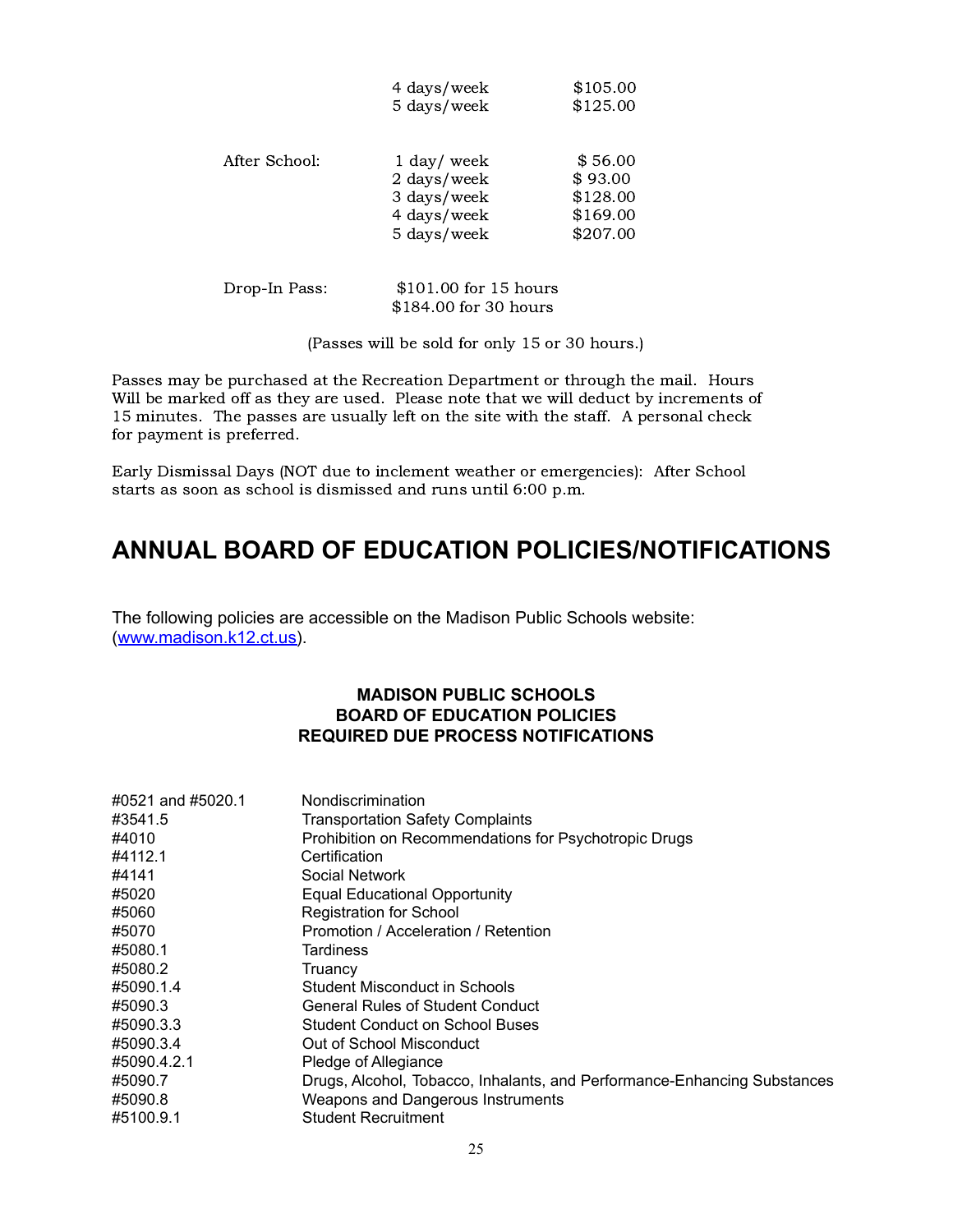| | | |
|---|---|---|
| | 4 days/week | $105.00 |
| | 5 days/week | $125.00 |
| After School: | 1 day/ week | $ 56.00 |
| | 2 days/week | $ 93.00 |
| | 3 days/week | $128.00 |
| | 4 days/week | $169.00 |
| | 5 days/week | $207.00 |

Drop-In Pass: $101.00 for 15 hours
$184.00 for 30 hours

(Passes will be sold for only 15 or 30 hours.)

Passes may be purchased at the Recreation Department or through the mail. Hours Will be marked off as they are used. Please note that we will deduct by increments of 15 minutes. The passes are usually left on the site with the staff. A personal check for payment is preferred.

Early Dismissal Days (NOT due to inclement weather or emergencies): After School starts as soon as school is dismissed and runs until 6:00 p.m.

# ANNUAL BOARD OF EDUCATION POLICIES/NOTIFICATIONS

The following policies are accessible on the Madison Public Schools website: (www.madison.k12.ct.us).

### MADISON PUBLIC SCHOOLS
### BOARD OF EDUCATION POLICIES
### REQUIRED DUE PROCESS NOTIFICATIONS

| | |
|---|---|
| #0521 and #5020.1 | Nondiscrimination |
| #3541.5 | Transportation Safety Complaints |
| #4010 | Prohibition on Recommendations for Psychotropic Drugs |
| #4112.1 | Certification |
| #4141 | Social Network |
| #5020 | Equal Educational Opportunity |
| #5060 | Registration for School |
| #5070 | Promotion / Acceleration / Retention |
| #5080.1 | Tardiness |
| #5080.2 | Truancy |
| #5090.1.4 | Student Misconduct in Schools |
| #5090.3 | General Rules of Student Conduct |
| #5090.3.3 | Student Conduct on School Buses |
| #5090.3.4 | Out of School Misconduct |
| #5090.4.2.1 | Pledge of Allegiance |
| #5090.7 | Drugs, Alcohol, Tobacco, Inhalants, and Performance-Enhancing Substances |
| #5090.8 | Weapons and Dangerous Instruments |
| #5100.9.1 | Student Recruitment |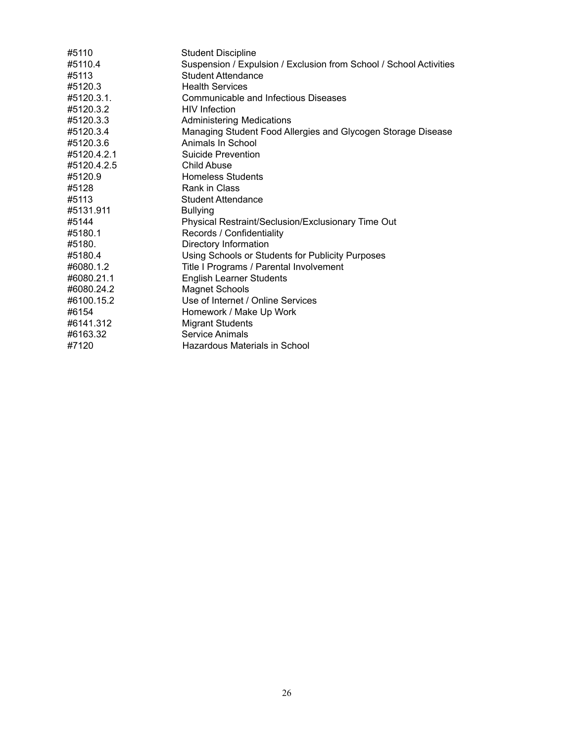| | |
|---|---|
| #5110 | Student Discipline |
| #5110.4 | Suspension / Expulsion / Exclusion from School / School Activities |
| #5113 | Student Attendance |
| #5120.3 | Health Services |
| #5120.3.1. | Communicable and Infectious Diseases |
| #5120.3.2 | HIV Infection |
| #5120.3.3 | Administering Medications |
| #5120.3.4 | Managing Student Food Allergies and Glycogen Storage Disease |
| #5120.3.6 | Animals In School |
| #5120.4.2.1 | Suicide Prevention |
| #5120.4.2.5 | Child Abuse |
| #5120.9 | Homeless Students |
| #5128 | Rank in Class |
| #5113 | Student Attendance |
| #5131.911 | Bullying |
| #5144 | Physical Restraint/Seclusion/Exclusionary Time Out |
| #5180.1 | Records / Confidentiality |
| #5180. | Directory Information |
| #5180.4 | Using Schools or Students for Publicity Purposes |
| #6080.1.2 | Title I Programs / Parental Involvement |
| #6080.21.1 | English Learner Students |
| #6080.24.2 | Magnet Schools |
| #6100.15.2 | Use of Internet / Online Services |
| #6154 | Homework / Make Up Work |
| #6141.312 | Migrant Students |
| #6163.32 | Service Animals |
| #7120 | Hazardous Materials in School |